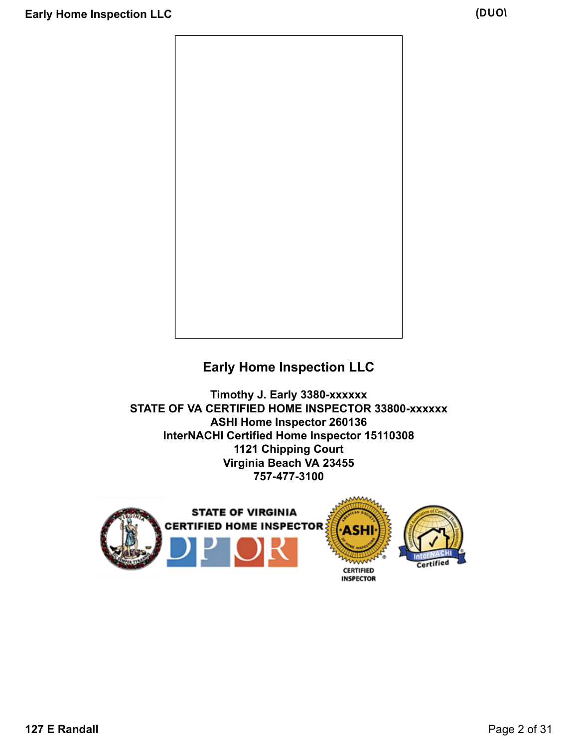## Early Home Inspection LLC

**Timothy J. Early 3380-xxxxxx**
**STATE OF VA CERTIFIED HOME INSPECTOR 33800-xxxxxx**
**ASHI Home Inspector 260136**
**InterNACHI Certified Home Inspector 15110308**
**1121 Chipping Court**
**Virginia Beach VA 23455**
**757-477-3100**

STATE OF VIRGINIA
CERTIFIED HOME INSPECTOR
DPOR

ASHI CERTIFIED INSPECTOR

InterNACHI Certified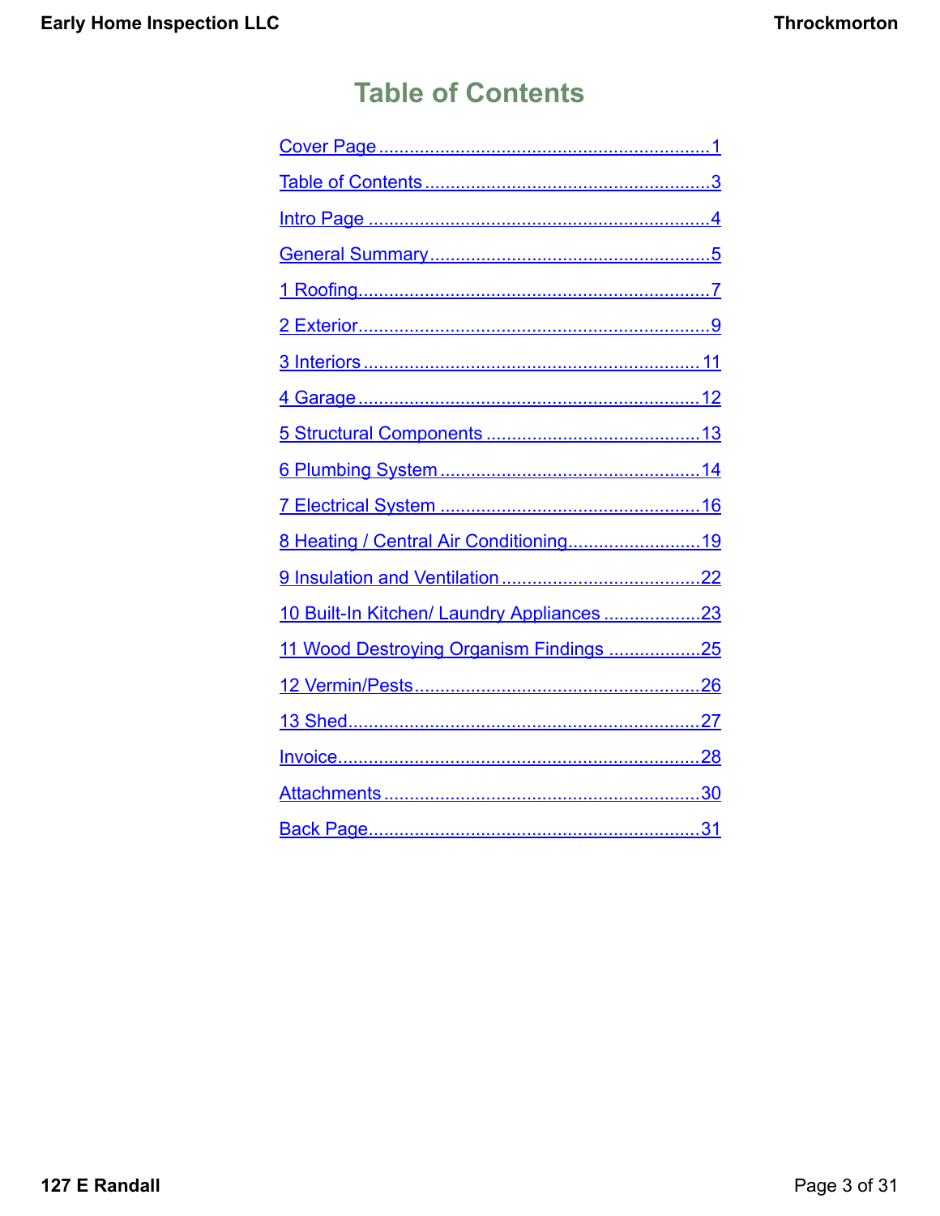# Table of Contents

- Cover Page ........ 1
- Table of Contents ........ 3
- Intro Page ........ 4
- General Summary ........ 5
- 1 Roofing ........ 7
- 2 Exterior ........ 9
- 3 Interiors ........ 11
- 4 Garage ........ 12
- 5 Structural Components ........ 13
- 6 Plumbing System ........ 14
- 7 Electrical System ........ 16
- 8 Heating / Central Air Conditioning ........ 19
- 9 Insulation and Ventilation ........ 22
- 10 Built-In Kitchen/ Laundry Appliances ........ 23
- 11 Wood Destroying Organism Findings ........ 25
- 12 Vermin/Pests ........ 26
- 13 Shed ........ 27
- Invoice ........ 28
- Attachments ........ 30
- Back Page ........ 31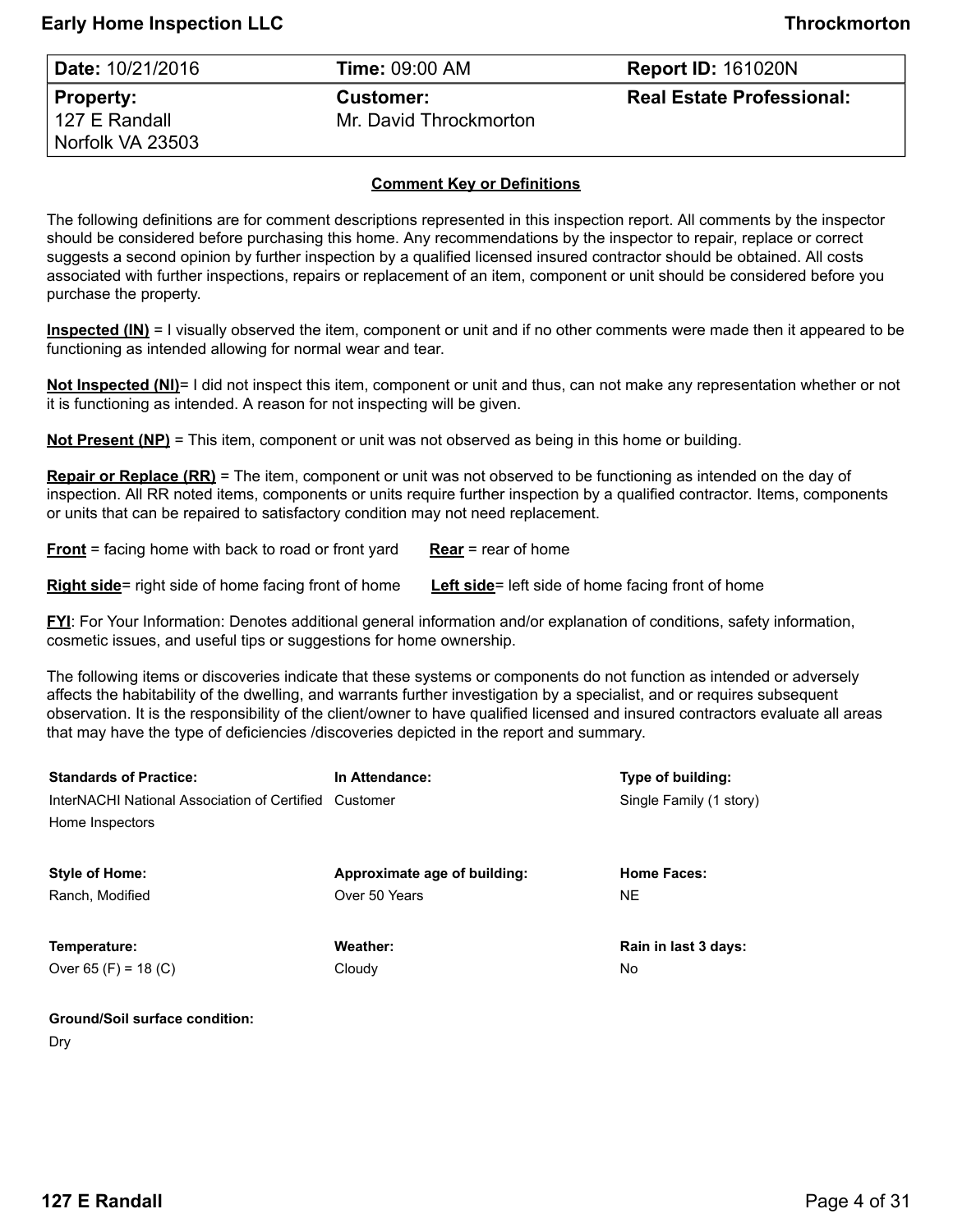| **Date:** 10/21/2016 | **Time:** 09:00 AM | **Report ID:** 161020N |
| --- | --- | --- |
| **Property:** 127 E Randall Norfolk VA 23503 | **Customer:** Mr. David Throckmorton | **Real Estate Professional:** |

## Comment Key or Definitions

The following definitions are for comment descriptions represented in this inspection report. All comments by the inspector should be considered before purchasing this home. Any recommendations by the inspector to repair, replace or correct suggests a second opinion by further inspection by a qualified licensed insured contractor should be obtained. All costs associated with further inspections, repairs or replacement of an item, component or unit should be considered before you purchase the property.

**Inspected (IN)** = I visually observed the item, component or unit and if no other comments were made then it appeared to be functioning as intended allowing for normal wear and tear.

**Not Inspected (NI)**= I did not inspect this item, component or unit and thus, can not make any representation whether or not it is functioning as intended. A reason for not inspecting will be given.

**Not Present (NP)** = This item, component or unit was not observed as being in this home or building.

**Repair or Replace (RR)** = The item, component or unit was not observed to be functioning as intended on the day of inspection. All RR noted items, components or units require further inspection by a qualified contractor. Items, components or units that can be repaired to satisfactory condition may not need replacement.

**Front** = facing home with back to road or front yard **Rear** = rear of home

**Right side**= right side of home facing front of home **Left side**= left side of home facing front of home

**FYI**: For Your Information: Denotes additional general information and/or explanation of conditions, safety information, cosmetic issues, and useful tips or suggestions for home ownership.

The following items or discoveries indicate that these systems or components do not function as intended or adversely affects the habitability of the dwelling, and warrants further investigation by a specialist, and or requires subsequent observation. It is the responsibility of the client/owner to have qualified licensed and insured contractors evaluate all areas that may have the type of deficiencies /discoveries depicted in the report and summary.

| **Standards of Practice:** | **In Attendance:** | **Type of building:** |
| --- | --- | --- |
| InterNACHI National Association of Certified Home Inspectors | Customer | Single Family (1 story) |
| **Style of Home:** | **Approximate age of building:** | **Home Faces:** |
| Ranch, Modified | Over 50 Years | NE |
| **Temperature:** | **Weather:** | **Rain in last 3 days:** |
| Over 65 (F) = 18 (C) | Cloudy | No |
| **Ground/Soil surface condition:** | | |
| Dry | | |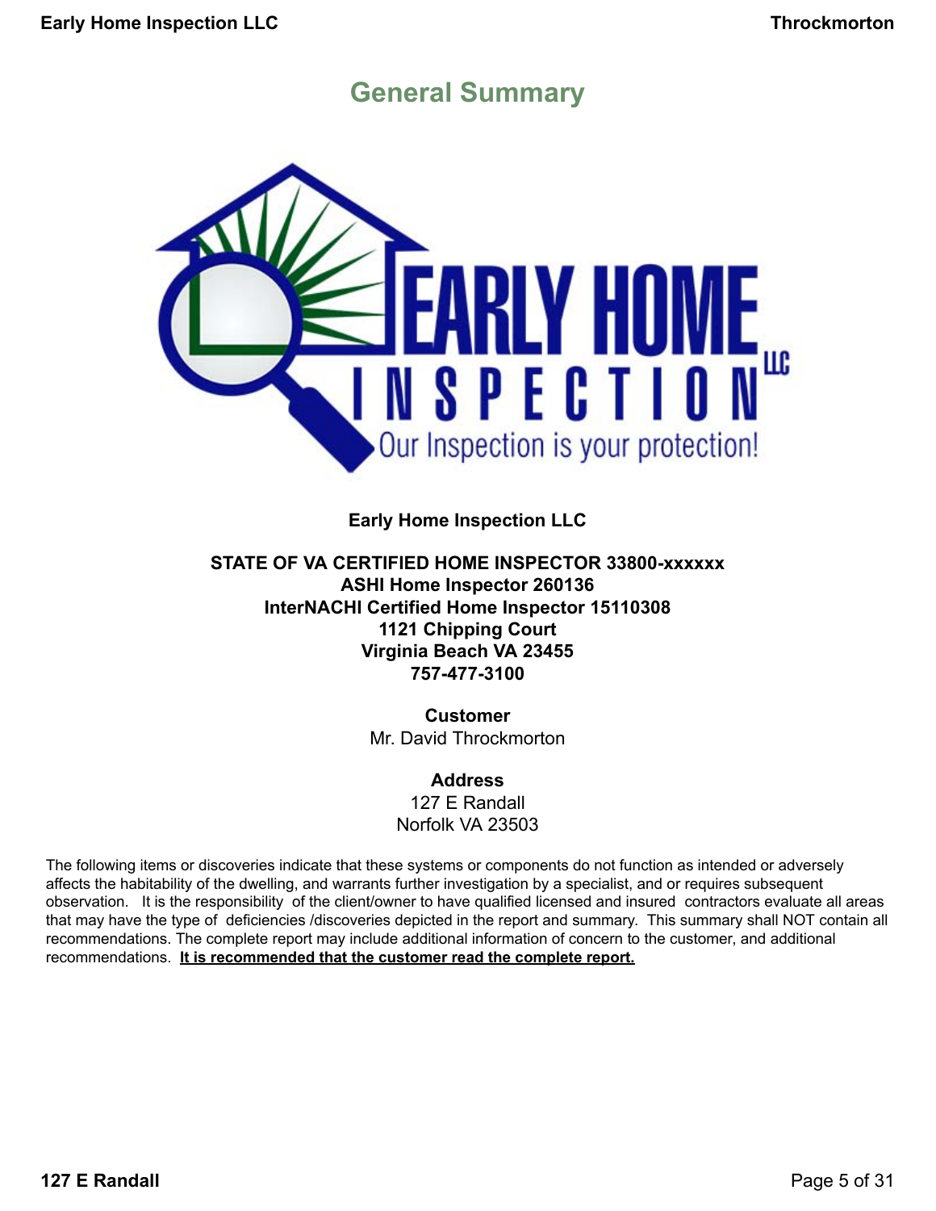# General Summary

**Early Home Inspection LLC**

**STATE OF VA CERTIFIED HOME INSPECTOR 33800-xxxxxx**
**ASHI Home Inspector 260136**
**InterNACHI Certified Home Inspector 15110308**
**1121 Chipping Court**
**Virginia Beach VA 23455**
**757-477-3100**

**Customer**
Mr. David Throckmorton

**Address**
127 E Randall
Norfolk VA 23503

The following items or discoveries indicate that these systems or components do not function as intended or adversely affects the habitability of the dwelling, and warrants further investigation by a specialist, and or requires subsequent observation. It is the responsibility of the client/owner to have qualified licensed and insured contractors evaluate all areas that may have the type of deficiencies /discoveries depicted in the report and summary. This summary shall NOT contain all recommendations. The complete report may include additional information of concern to the customer, and additional recommendations. **It is recommended that the customer read the complete report.**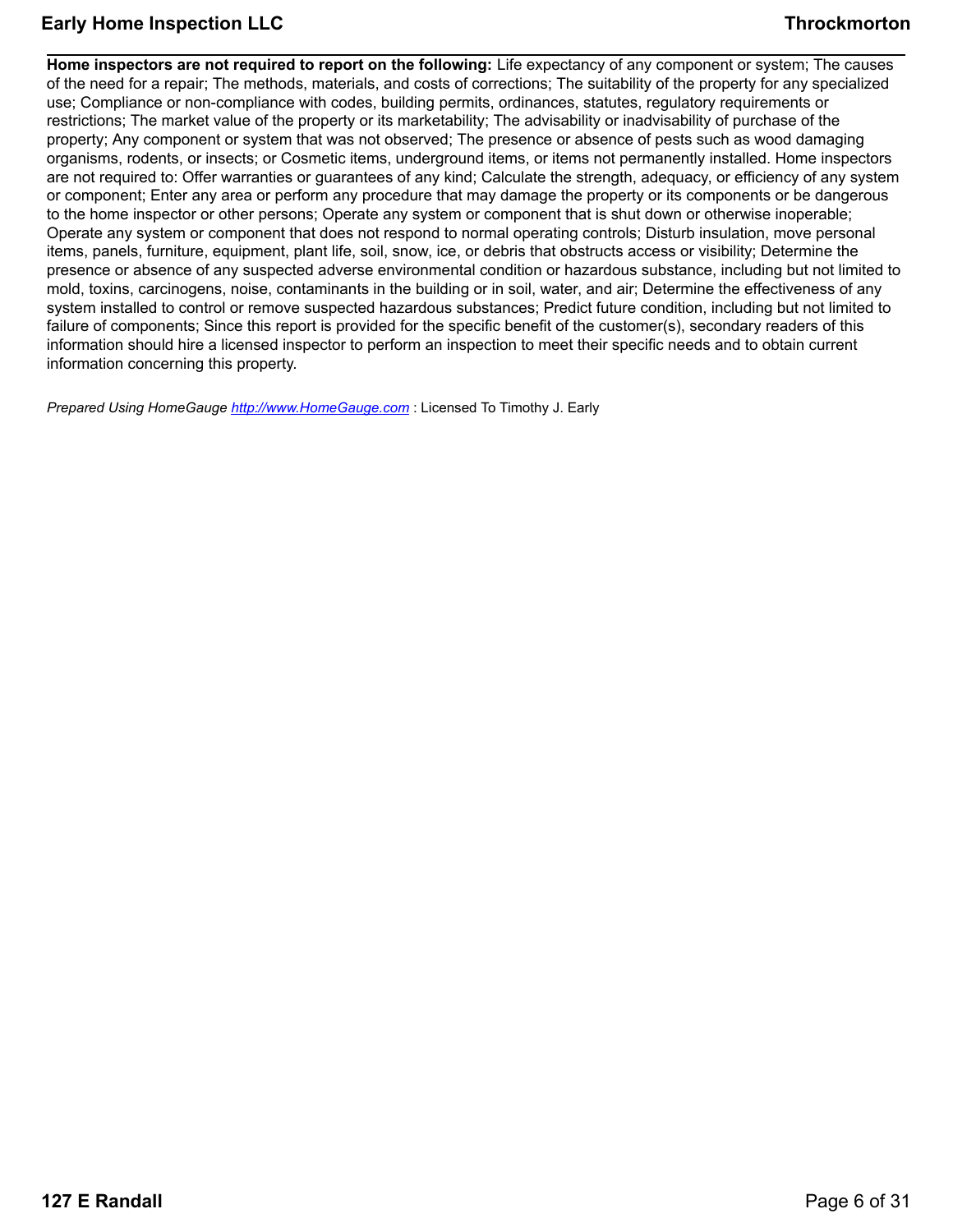**Home inspectors are not required to report on the following:** Life expectancy of any component or system; The causes of the need for a repair; The methods, materials, and costs of corrections; The suitability of the property for any specialized use; Compliance or non-compliance with codes, building permits, ordinances, statutes, regulatory requirements or restrictions; The market value of the property or its marketability; The advisability or inadvisability of purchase of the property; Any component or system that was not observed; The presence or absence of pests such as wood damaging organisms, rodents, or insects; or Cosmetic items, underground items, or items not permanently installed. Home inspectors are not required to: Offer warranties or guarantees of any kind; Calculate the strength, adequacy, or efficiency of any system or component; Enter any area or perform any procedure that may damage the property or its components or be dangerous to the home inspector or other persons; Operate any system or component that is shut down or otherwise inoperable; Operate any system or component that does not respond to normal operating controls; Disturb insulation, move personal items, panels, furniture, equipment, plant life, soil, snow, ice, or debris that obstructs access or visibility; Determine the presence or absence of any suspected adverse environmental condition or hazardous substance, including but not limited to mold, toxins, carcinogens, noise, contaminants in the building or in soil, water, and air; Determine the effectiveness of any system installed to control or remove suspected hazardous substances; Predict future condition, including but not limited to failure of components; Since this report is provided for the specific benefit of the customer(s), secondary readers of this information should hire a licensed inspector to perform an inspection to meet their specific needs and to obtain current information concerning this property.

*Prepared Using HomeGauge* [http://www.HomeGauge.com](http://www.HomeGauge.com) : Licensed To Timothy J. Early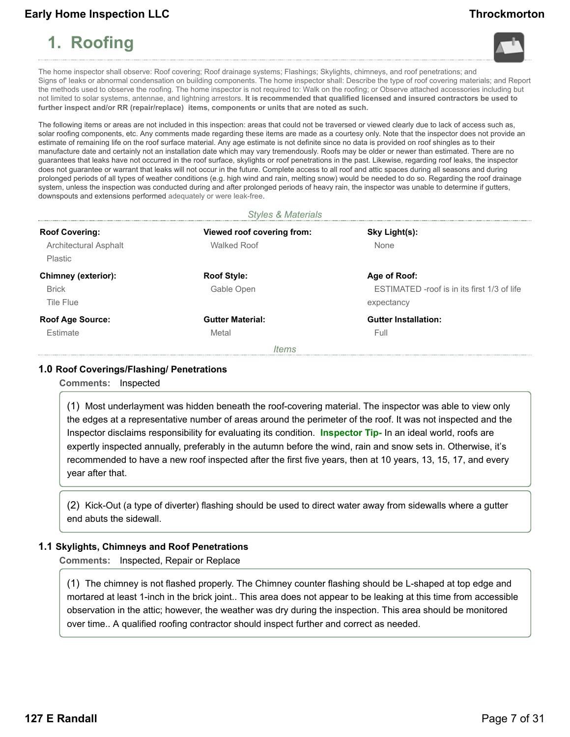# 1. Roofing

The home inspector shall observe: Roof covering; Roof drainage systems; Flashings; Skylights, chimneys, and roof penetrations; and Signs of' leaks or abnormal condensation on building components. The home inspector shall: Describe the type of roof covering materials; and Report the methods used to observe the roofing. The home inspector is not required to: Walk on the roofing; or Observe attached accessories including but not limited to solar systems, antennae, and lightning arrestors. **It is recommended that qualified licensed and insured contractors be used to further inspect and/or RR (repair/replace) items, components or units that are noted as such.**

The following items or areas are not included in this inspection: areas that could not be traversed or viewed clearly due to lack of access such as, solar roofing components, etc. Any comments made regarding these items are made as a courtesy only. Note that the inspector does not provide an estimate of remaining life on the roof surface material. Any age estimate is not definite since no data is provided on roof shingles as to their manufacture date and certainly not an installation date which may vary tremendously. Roofs may be older or newer than estimated. There are no guarantees that leaks have not occurred in the roof surface, skylights or roof penetrations in the past. Likewise, regarding roof leaks, the inspector does not guarantee or warrant that leaks will not occur in the future. Complete access to all roof and attic spaces during all seasons and during prolonged periods of all types of weather conditions (e.g. high wind and rain, melting snow) would be needed to do so. Regarding the roof drainage system, unless the inspection was conducted during and after prolonged periods of heavy rain, the inspector was unable to determine if gutters, downspouts and extensions performed adequately or were leak-free.

*Styles & Materials*

**Roof Covering:**
Architectural Asphalt
Plastic

**Viewed roof covering from:**
Walked Roof

**Sky Light(s):**
None

**Chimney (exterior):**
Brick
Tile Flue

**Roof Style:**
Gable Open

**Age of Roof:**
ESTIMATED -roof is in its first 1/3 of life expectancy

**Roof Age Source:**
Estimate

**Gutter Material:**
Metal

**Gutter Installation:**
Full

*Items*

### 1.0 Roof Coverings/Flashing/ Penetrations

**Comments:** Inspected

(1) Most underlayment was hidden beneath the roof-covering material. The inspector was able to view only the edges at a representative number of areas around the perimeter of the roof. It was not inspected and the Inspector disclaims responsibility for evaluating its condition. **Inspector Tip-** In an ideal world, roofs are expertly inspected annually, preferably in the autumn before the wind, rain and snow sets in. Otherwise, it's recommended to have a new roof inspected after the first five years, then at 10 years, 13, 15, 17, and every year after that.

(2) Kick-Out (a type of diverter) flashing should be used to direct water away from sidewalls where a gutter end abuts the sidewall.

### 1.1 Skylights, Chimneys and Roof Penetrations

**Comments:** Inspected, Repair or Replace

(1) The chimney is not flashed properly. The Chimney counter flashing should be L-shaped at top edge and mortared at least 1-inch in the brick joint.. This area does not appear to be leaking at this time from accessible observation in the attic; however, the weather was dry during the inspection. This area should be monitored over time.. A qualified roofing contractor should inspect further and correct as needed.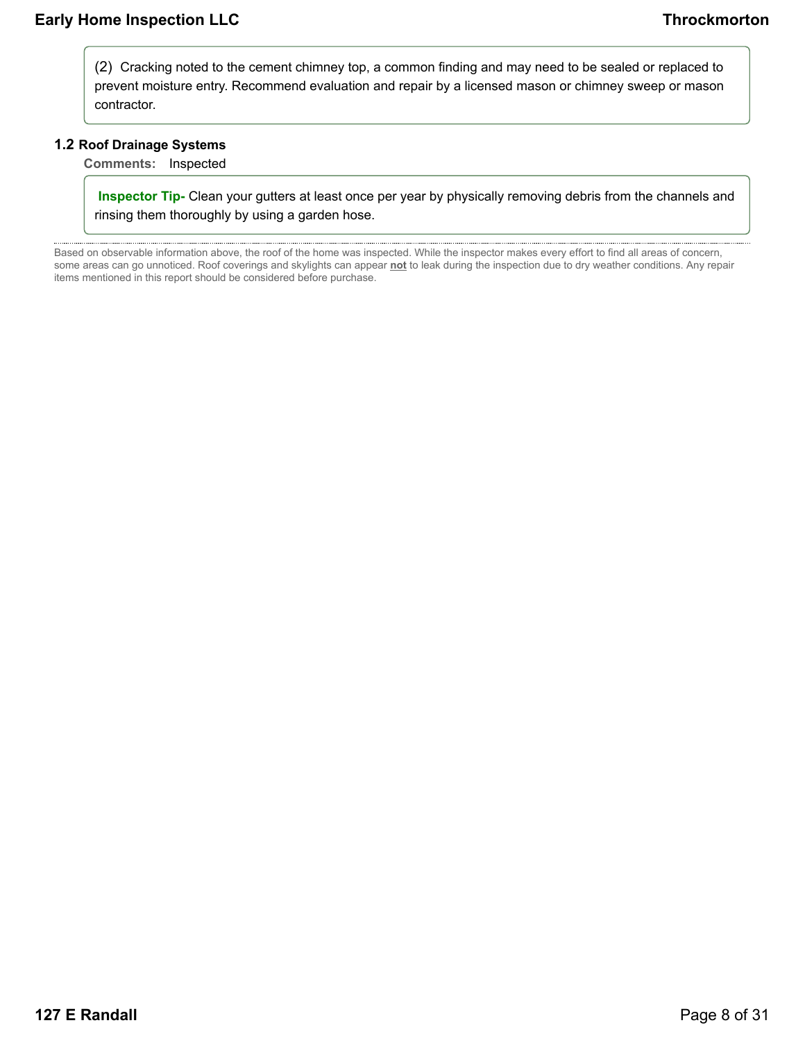(2) Cracking noted to the cement chimney top, a common finding and may need to be sealed or replaced to prevent moisture entry. Recommend evaluation and repair by a licensed mason or chimney sweep or mason contractor.

### 1.2 Roof Drainage Systems

**Comments:** Inspected

**Inspector Tip-** Clean your gutters at least once per year by physically removing debris from the channels and rinsing them thoroughly by using a garden hose.

---

Based on observable information above, the roof of the home was inspected. While the inspector makes every effort to find all areas of concern, some areas can go unnoticed. Roof coverings and skylights can appear **not** to leak during the inspection due to dry weather conditions. Any repair items mentioned in this report should be considered before purchase.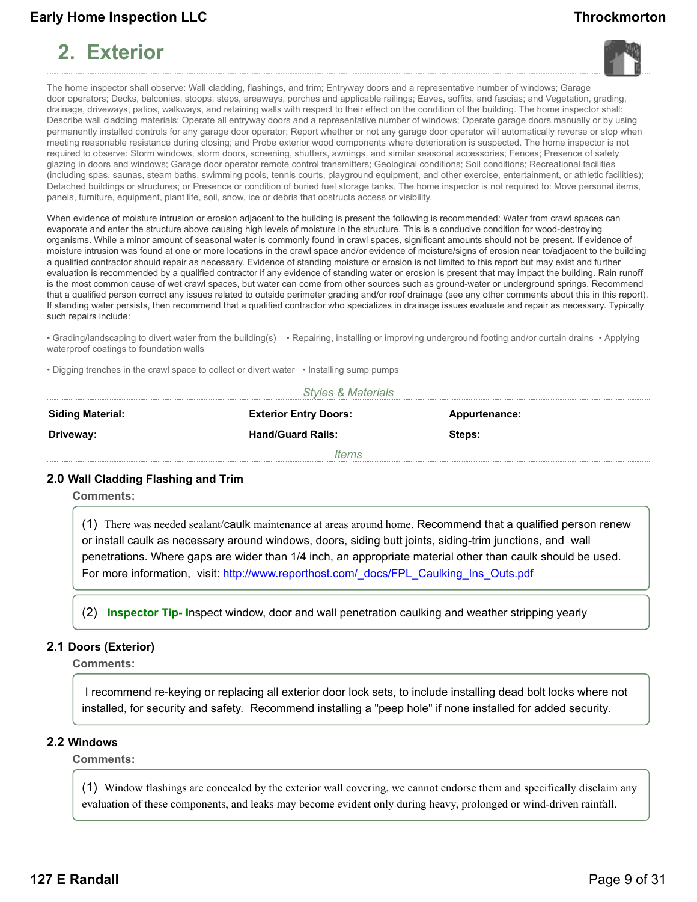# 2. Exterior

The home inspector shall observe: Wall cladding, flashings, and trim; Entryway doors and a representative number of windows; Garage door operators; Decks, balconies, stoops, steps, areaways, porches and applicable railings; Eaves, soffits, and fascias; and Vegetation, grading, drainage, driveways, patios, walkways, and retaining walls with respect to their effect on the condition of the building. The home inspector shall: Describe wall cladding materials; Operate all entryway doors and a representative number of windows; Operate garage doors manually or by using permanently installed controls for any garage door operator; Report whether or not any garage door operator will automatically reverse or stop when meeting reasonable resistance during closing; and Probe exterior wood components where deterioration is suspected. The home inspector is not required to observe: Storm windows, storm doors, screening, shutters, awnings, and similar seasonal accessories; Fences; Presence of safety glazing in doors and windows; Garage door operator remote control transmitters; Geological conditions; Soil conditions; Recreational facilities (including spas, saunas, steam baths, swimming pools, tennis courts, playground equipment, and other exercise, entertainment, or athletic facilities); Detached buildings or structures; or Presence or condition of buried fuel storage tanks. The home inspector is not required to: Move personal items, panels, furniture, equipment, plant life, soil, snow, ice or debris that obstructs access or visibility.

When evidence of moisture intrusion or erosion adjacent to the building is present the following is recommended: Water from crawl spaces can evaporate and enter the structure above causing high levels of moisture in the structure. This is a conducive condition for wood-destroying organisms. While a minor amount of seasonal water is commonly found in crawl spaces, significant amounts should not be present. If evidence of moisture intrusion was found at one or more locations in the crawl space and/or evidence of moisture/signs of erosion near to/adjacent to the building a qualified contractor should repair as necessary. Evidence of standing moisture or erosion is not limited to this report but may exist and further evaluation is recommended by a qualified contractor if any evidence of standing water or erosion is present that may impact the building. Rain runoff is the most common cause of wet crawl spaces, but water can come from other sources such as ground-water or underground springs. Recommend that a qualified person correct any issues related to outside perimeter grading and/or roof drainage (see any other comments about this in this report). If standing water persists, then recommend that a qualified contractor who specializes in drainage issues evaluate and repair as necessary. Typically such repairs include:

- Grading/landscaping to divert water from the building(s)
- Repairing, installing or improving underground footing and/or curtain drains
- Applying waterproof coatings to foundation walls
- Digging trenches in the crawl space to collect or divert water
- Installing sump pumps

*Styles & Materials*

| | | |
|---|---|---|
| **Siding Material:** | **Exterior Entry Doors:** | **Appurtenance:** |
| **Driveway:** | **Hand/Guard Rails:** | **Steps:** |

*Items*

### 2.0 Wall Cladding Flashing and Trim

**Comments:**

(1) There was needed sealant/caulk maintenance at areas around home. Recommend that a qualified person renew or install caulk as necessary around windows, doors, siding butt joints, siding-trim junctions, and wall penetrations. Where gaps are wider than 1/4 inch, an appropriate material other than caulk should be used. For more information, visit: http://www.reporthost.com/_docs/FPL_Caulking_Ins_Outs.pdf

(2) **Inspector Tip-** Inspect window, door and wall penetration caulking and weather stripping yearly

### 2.1 Doors (Exterior)

**Comments:**

I recommend re-keying or replacing all exterior door lock sets, to include installing dead bolt locks where not installed, for security and safety. Recommend installing a "peep hole" if none installed for added security.

### 2.2 Windows

**Comments:**

(1) Window flashings are concealed by the exterior wall covering, we cannot endorse them and specifically disclaim any evaluation of these components, and leaks may become evident only during heavy, prolonged or wind-driven rainfall.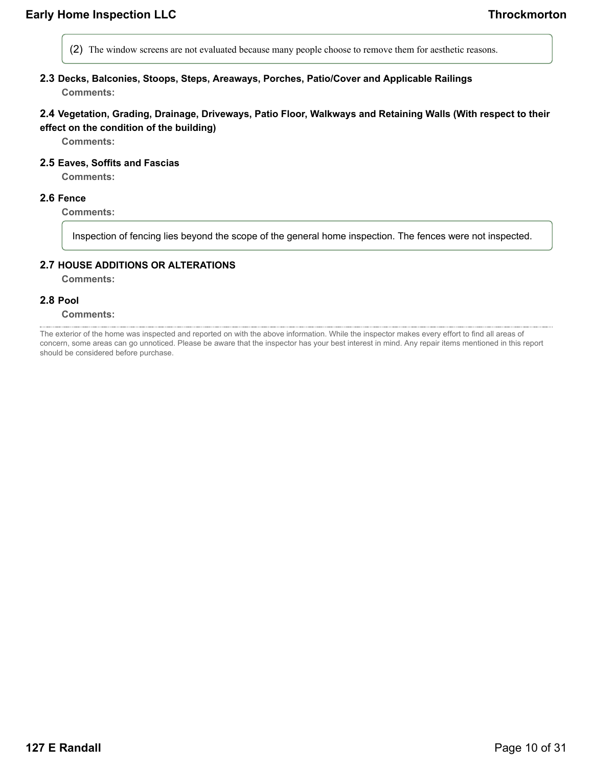(2) The window screens are not evaluated because many people choose to remove them for aesthetic reasons.

### 2.3 Decks, Balconies, Stoops, Steps, Areaways, Porches, Patio/Cover and Applicable Railings

**Comments:**

### 2.4 Vegetation, Grading, Drainage, Driveways, Patio Floor, Walkways and Retaining Walls (With respect to their effect on the condition of the building)

**Comments:**

### 2.5 Eaves, Soffits and Fascias

**Comments:**

### 2.6 Fence

**Comments:**

Inspection of fencing lies beyond the scope of the general home inspection. The fences were not inspected.

### 2.7 HOUSE ADDITIONS OR ALTERATIONS

**Comments:**

### 2.8 Pool

**Comments:**

---

The exterior of the home was inspected and reported on with the above information. While the inspector makes every effort to find all areas of concern, some areas can go unnoticed. Please be aware that the inspector has your best interest in mind. Any repair items mentioned in this report should be considered before purchase.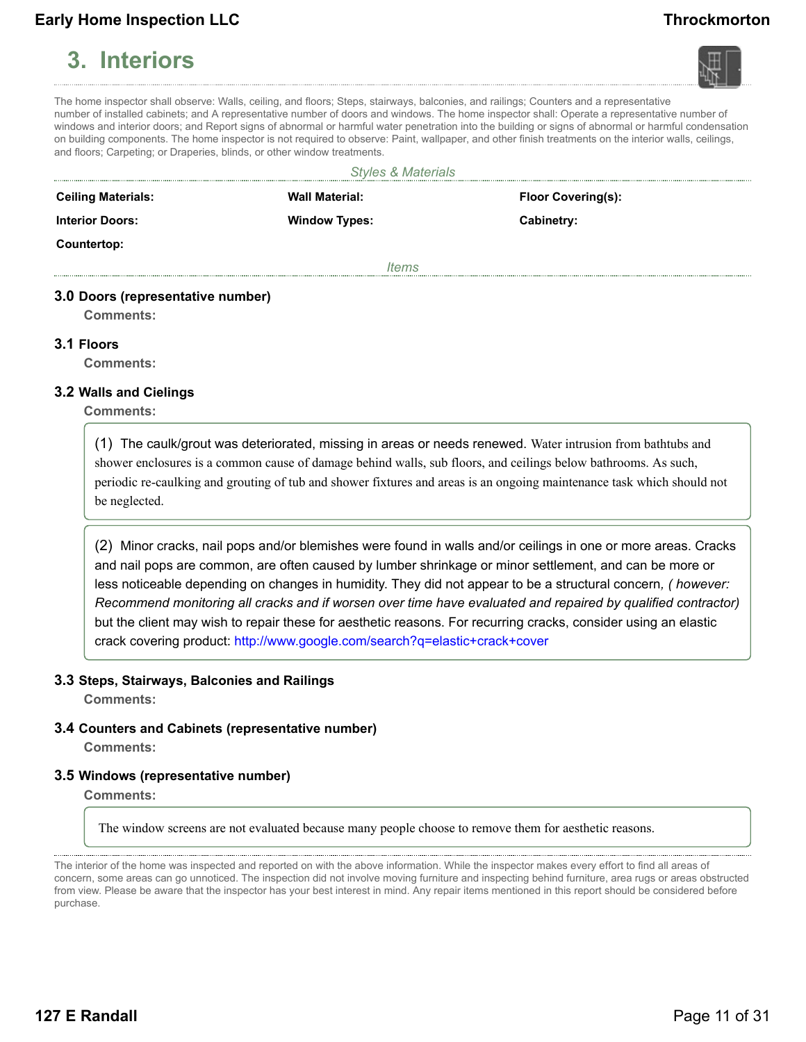# 3. Interiors

The home inspector shall observe: Walls, ceiling, and floors; Steps, stairways, balconies, and railings; Counters and a representative number of installed cabinets; and A representative number of doors and windows. The home inspector shall: Operate a representative number of windows and interior doors; and Report signs of abnormal or harmful water penetration into the building or signs of abnormal or harmful condensation on building components. The home inspector is not required to observe: Paint, wallpaper, and other finish treatments on the interior walls, ceilings, and floors; Carpeting; or Draperies, blinds, or other window treatments.

*Styles & Materials*

| Ceiling Materials: | Wall Material: | Floor Covering(s): |
|---|---|---|
| **Interior Doors:** | **Window Types:** | **Cabinetry:** |
| **Countertop:** | | |

*Items*

### 3.0 Doors (representative number)

**Comments:**

### 3.1 Floors

**Comments:**

### 3.2 Walls and Cielings

**Comments:**

(1) The caulk/grout was deteriorated, missing in areas or needs renewed. Water intrusion from bathtubs and shower enclosures is a common cause of damage behind walls, sub floors, and ceilings below bathrooms. As such, periodic re-caulking and grouting of tub and shower fixtures and areas is an ongoing maintenance task which should not be neglected.

(2) Minor cracks, nail pops and/or blemishes were found in walls and/or ceilings in one or more areas. Cracks and nail pops are common, are often caused by lumber shrinkage or minor settlement, and can be more or less noticeable depending on changes in humidity. They did not appear to be a structural concern, *( however: Recommend monitoring all cracks and if worsen over time have evaluated and repaired by qualified contractor)* but the client may wish to repair these for aesthetic reasons. For recurring cracks, consider using an elastic crack covering product: http://www.google.com/search?q=elastic+crack+cover

### 3.3 Steps, Stairways, Balconies and Railings

**Comments:**

### 3.4 Counters and Cabinets (representative number)

**Comments:**

### 3.5 Windows (representative number)

**Comments:**

The window screens are not evaluated because many people choose to remove them for aesthetic reasons.

The interior of the home was inspected and reported on with the above information. While the inspector makes every effort to find all areas of concern, some areas can go unnoticed. The inspection did not involve moving furniture and inspecting behind furniture, area rugs or areas obstructed from view. Please be aware that the inspector has your best interest in mind. Any repair items mentioned in this report should be considered before purchase.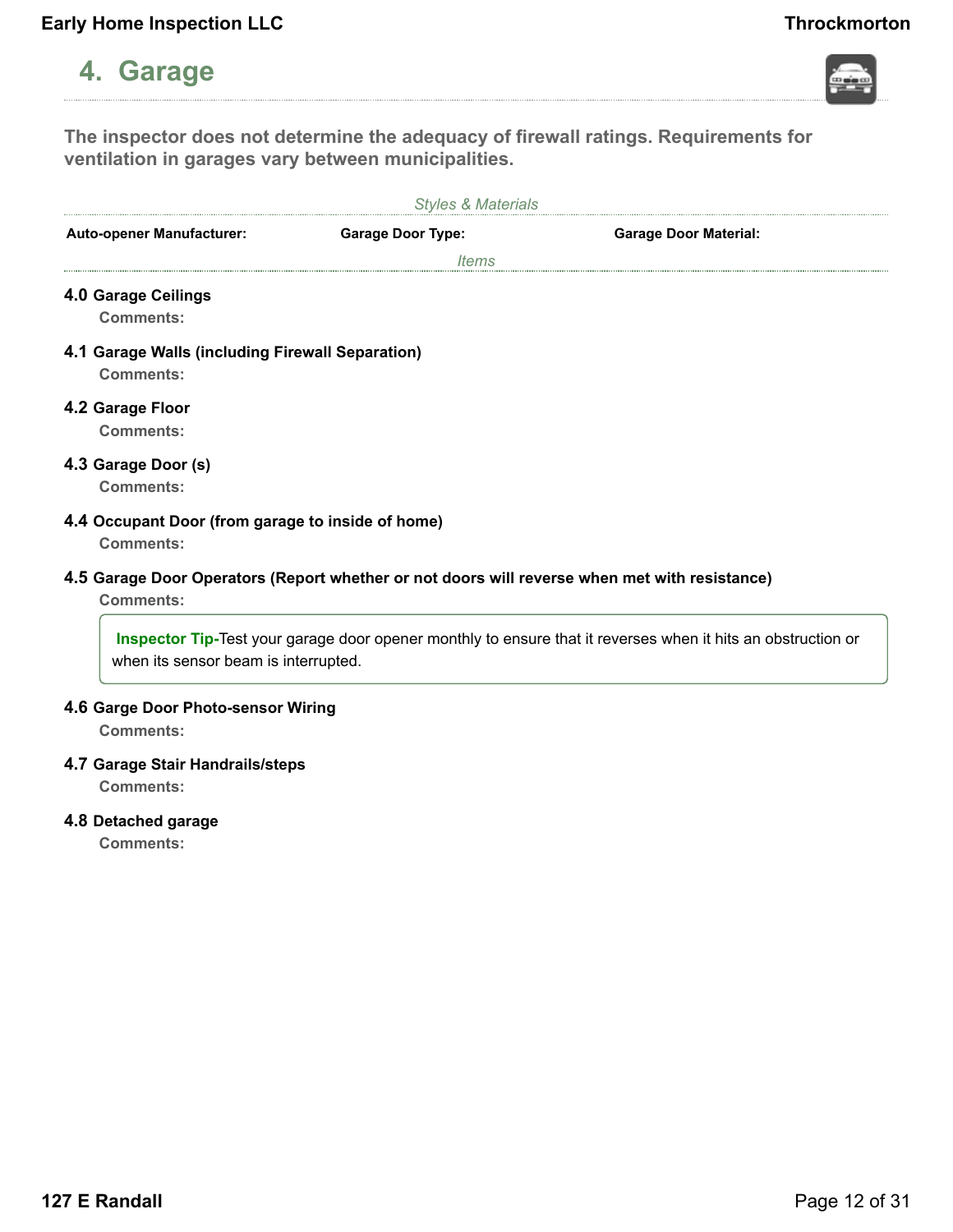# 4. Garage

**The inspector does not determine the adequacy of firewall ratings. Requirements for ventilation in garages vary between municipalities.**

*Styles & Materials*

| Auto-opener Manufacturer: | Garage Door Type: | Garage Door Material: |
|---|---|---|

*Items*

**4.0 Garage Ceilings**

**Comments:**

**4.1 Garage Walls (including Firewall Separation)**

**Comments:**

**4.2 Garage Floor**

**Comments:**

**4.3 Garage Door (s)**

**Comments:**

**4.4 Occupant Door (from garage to inside of home)**

**Comments:**

**4.5 Garage Door Operators (Report whether or not doors will reverse when met with resistance)**

**Comments:**

> **Inspector Tip-**Test your garage door opener monthly to ensure that it reverses when it hits an obstruction or when its sensor beam is interrupted.

**4.6 Garge Door Photo-sensor Wiring**

**Comments:**

**4.7 Garage Stair Handrails/steps**

**Comments:**

**4.8 Detached garage**

**Comments:**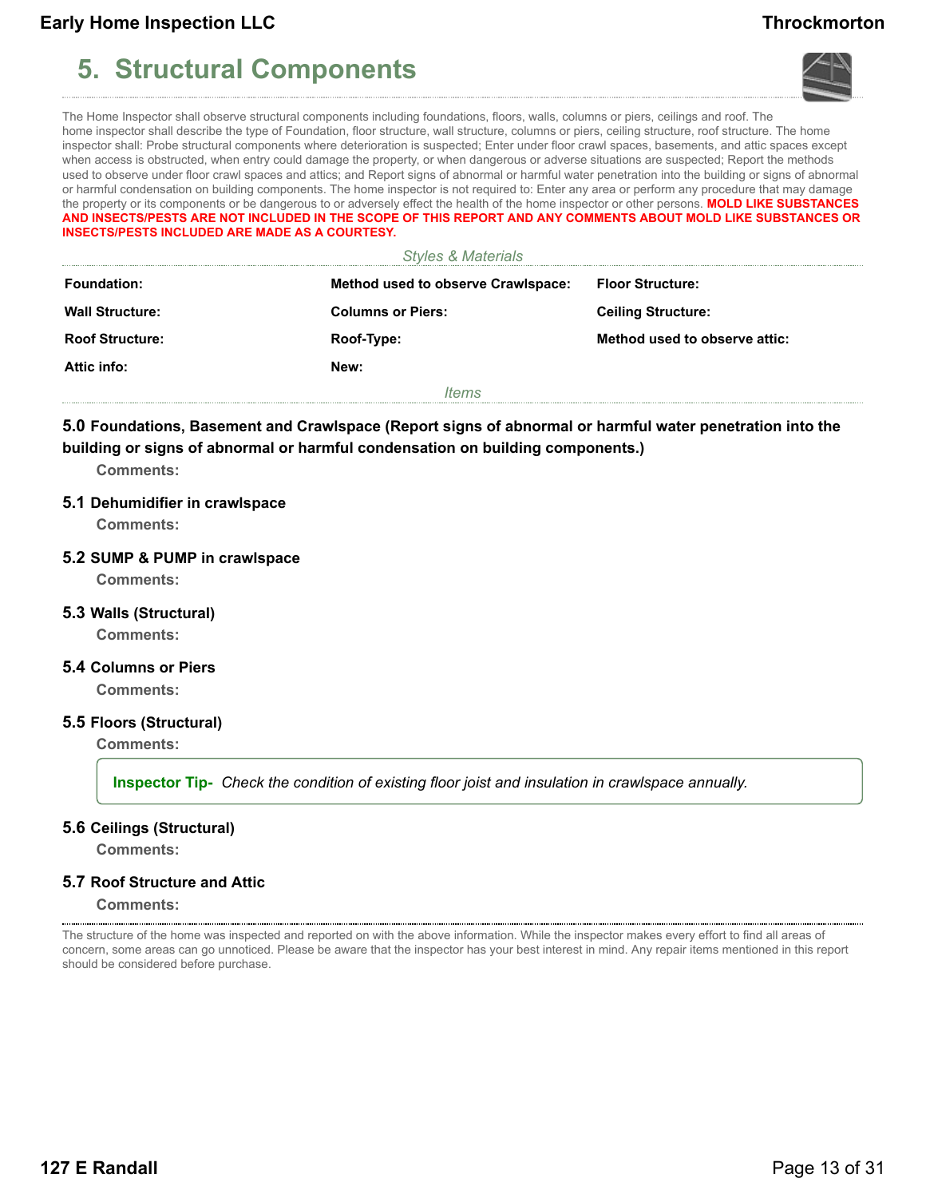# 5. Structural Components

The Home Inspector shall observe structural components including foundations, floors, walls, columns or piers, ceilings and roof. The home inspector shall describe the type of Foundation, floor structure, wall structure, columns or piers, ceiling structure, roof structure. The home inspector shall: Probe structural components where deterioration is suspected; Enter under floor crawl spaces, basements, and attic spaces except when access is obstructed, when entry could damage the property, or when dangerous or adverse situations are suspected; Report the methods used to observe under floor crawl spaces and attics; and Report signs of abnormal or harmful water penetration into the building or signs of abnormal or harmful condensation on building components. The home inspector is not required to: Enter any area or perform any procedure that may damage the property or its components or be dangerous to or adversely effect the health of the home inspector or other persons. **MOLD LIKE SUBSTANCES AND INSECTS/PESTS ARE NOT INCLUDED IN THE SCOPE OF THIS REPORT AND ANY COMMENTS ABOUT MOLD LIKE SUBSTANCES OR INSECTS/PESTS INCLUDED ARE MADE AS A COURTESY.**

*Styles & Materials*

| | | |
|---|---|---|
| **Foundation:** | **Method used to observe Crawlspace:** | **Floor Structure:** |
| **Wall Structure:** | **Columns or Piers:** | **Ceiling Structure:** |
| **Roof Structure:** | **Roof-Type:** | **Method used to observe attic:** |
| **Attic info:** | **New:** | |

*Items*

### 5.0 Foundations, Basement and Crawlspace (Report signs of abnormal or harmful water penetration into the building or signs of abnormal or harmful condensation on building components.)

**Comments:**

### 5.1 Dehumidifier in crawlspace

**Comments:**

### 5.2 SUMP & PUMP in crawlspace

**Comments:**

### 5.3 Walls (Structural)

**Comments:**

### 5.4 Columns or Piers

**Comments:**

### 5.5 Floors (Structural)

**Comments:**

> **Inspector Tip-** *Check the condition of existing floor joist and insulation in crawlspace annually.*

### 5.6 Ceilings (Structural)

**Comments:**

### 5.7 Roof Structure and Attic

**Comments:**

The structure of the home was inspected and reported on with the above information. While the inspector makes every effort to find all areas of concern, some areas can go unnoticed. Please be aware that the inspector has your best interest in mind. Any repair items mentioned in this report should be considered before purchase.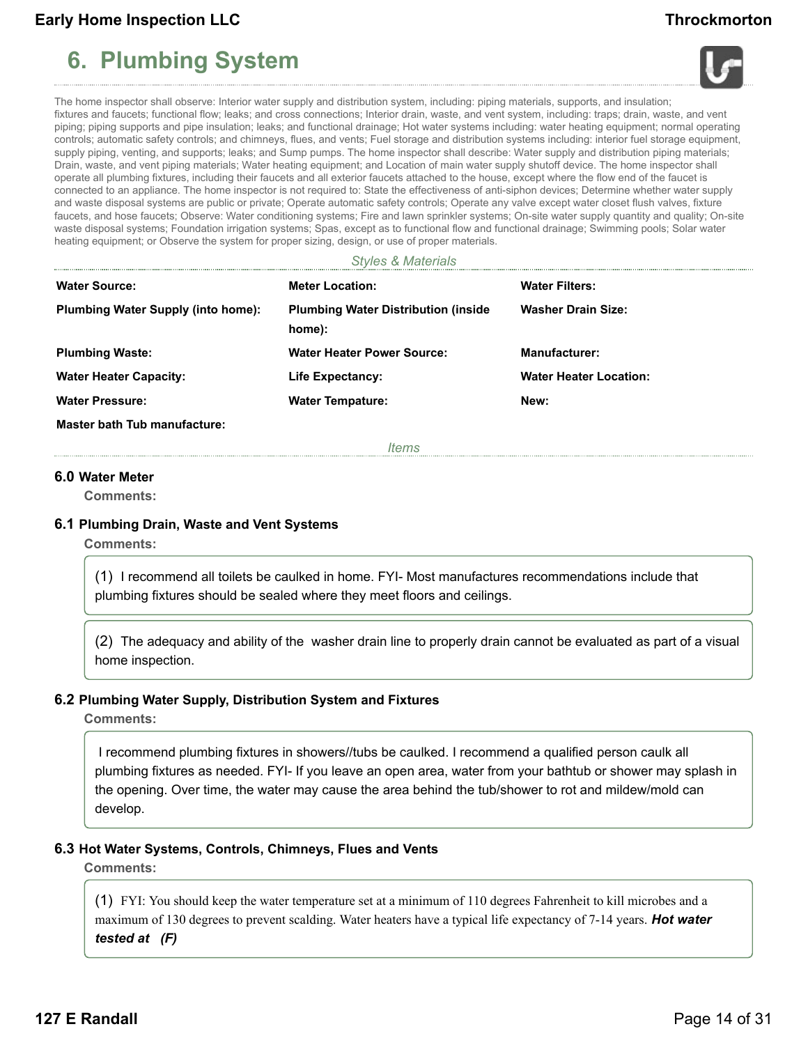# 6. Plumbing System

The home inspector shall observe: Interior water supply and distribution system, including: piping materials, supports, and insulation; fixtures and faucets; functional flow; leaks; and cross connections; Interior drain, waste, and vent system, including: traps; drain, waste, and vent piping; piping supports and pipe insulation; leaks; and functional drainage; Hot water systems including: water heating equipment; normal operating controls; automatic safety controls; and chimneys, flues, and vents; Fuel storage and distribution systems including: interior fuel storage equipment, supply piping, venting, and supports; leaks; and Sump pumps. The home inspector shall describe: Water supply and distribution piping materials; Drain, waste, and vent piping materials; Water heating equipment; and Location of main water supply shutoff device. The home inspector shall operate all plumbing fixtures, including their faucets and all exterior faucets attached to the house, except where the flow end of the faucet is connected to an appliance. The home inspector is not required to: State the effectiveness of anti-siphon devices; Determine whether water supply and waste disposal systems are public or private; Operate automatic safety controls; Operate any valve except water closet flush valves, fixture faucets, and hose faucets; Observe: Water conditioning systems; Fire and lawn sprinkler systems; On-site water supply quantity and quality; On-site waste disposal systems; Foundation irrigation systems; Spas, except as to functional flow and functional drainage; Swimming pools; Solar water heating equipment; or Observe the system for proper sizing, design, or use of proper materials.

*Styles & Materials*

**Water Source:**

**Meter Location:**

**Water Filters:**

**Plumbing Water Supply (into home):**

**Plumbing Water Distribution (inside home):**

**Washer Drain Size:**

**Plumbing Waste:**

**Water Heater Power Source:**

**Manufacturer:**

**Water Heater Capacity:**

**Life Expectancy:**

**Water Heater Location:**

**Water Pressure:**

**Water Tempature:**

**New:**

**Master bath Tub manufacture:**

*Items*

### 6.0 Water Meter

**Comments:**

### 6.1 Plumbing Drain, Waste and Vent Systems

**Comments:**

(1) I recommend all toilets be caulked in home. FYI- Most manufactures recommendations include that plumbing fixtures should be sealed where they meet floors and ceilings.

(2) The adequacy and ability of the washer drain line to properly drain cannot be evaluated as part of a visual home inspection.

### 6.2 Plumbing Water Supply, Distribution System and Fixtures

**Comments:**

I recommend plumbing fixtures in showers//tubs be caulked. I recommend a qualified person caulk all plumbing fixtures as needed. FYI- If you leave an open area, water from your bathtub or shower may splash in the opening. Over time, the water may cause the area behind the tub/shower to rot and mildew/mold can develop.

### 6.3 Hot Water Systems, Controls, Chimneys, Flues and Vents

**Comments:**

(1) FYI: You should keep the water temperature set at a minimum of 110 degrees Fahrenheit to kill microbes and a maximum of 130 degrees to prevent scalding. Water heaters have a typical life expectancy of 7-14 years. ***Hot water tested at (F)***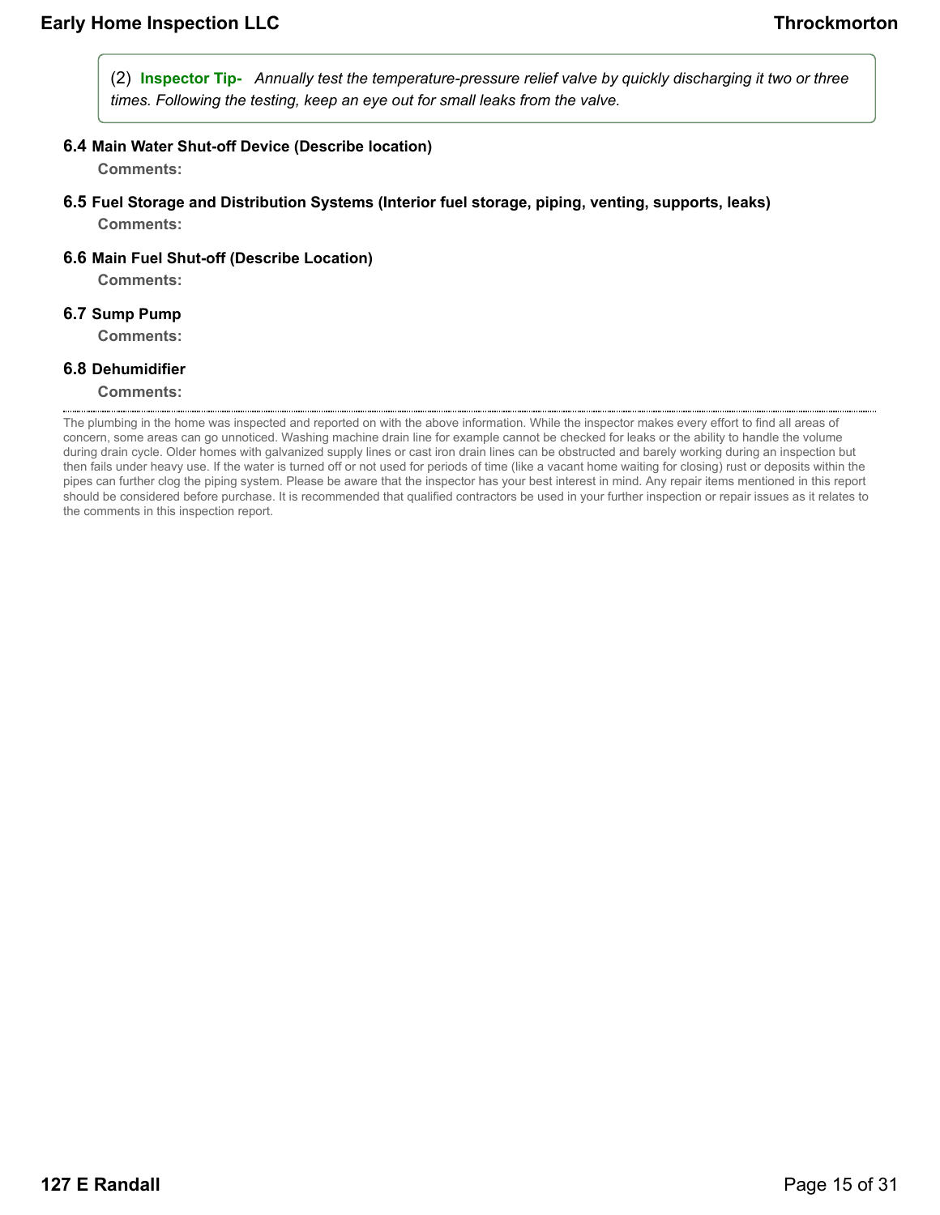(2) **Inspector Tip-** *Annually test the temperature-pressure relief valve by quickly discharging it two or three times. Following the testing, keep an eye out for small leaks from the valve.*

### 6.4 Main Water Shut-off Device (Describe location)

**Comments:**

### 6.5 Fuel Storage and Distribution Systems (Interior fuel storage, piping, venting, supports, leaks)

**Comments:**

### 6.6 Main Fuel Shut-off (Describe Location)

**Comments:**

### 6.7 Sump Pump

**Comments:**

### 6.8 Dehumidifier

**Comments:**

---

The plumbing in the home was inspected and reported on with the above information. While the inspector makes every effort to find all areas of concern, some areas can go unnoticed. Washing machine drain line for example cannot be checked for leaks or the ability to handle the volume during drain cycle. Older homes with galvanized supply lines or cast iron drain lines can be obstructed and barely working during an inspection but then fails under heavy use. If the water is turned off or not used for periods of time (like a vacant home waiting for closing) rust or deposits within the pipes can further clog the piping system. Please be aware that the inspector has your best interest in mind. Any repair items mentioned in this report should be considered before purchase. It is recommended that qualified contractors be used in your further inspection or repair issues as it relates to the comments in this inspection report.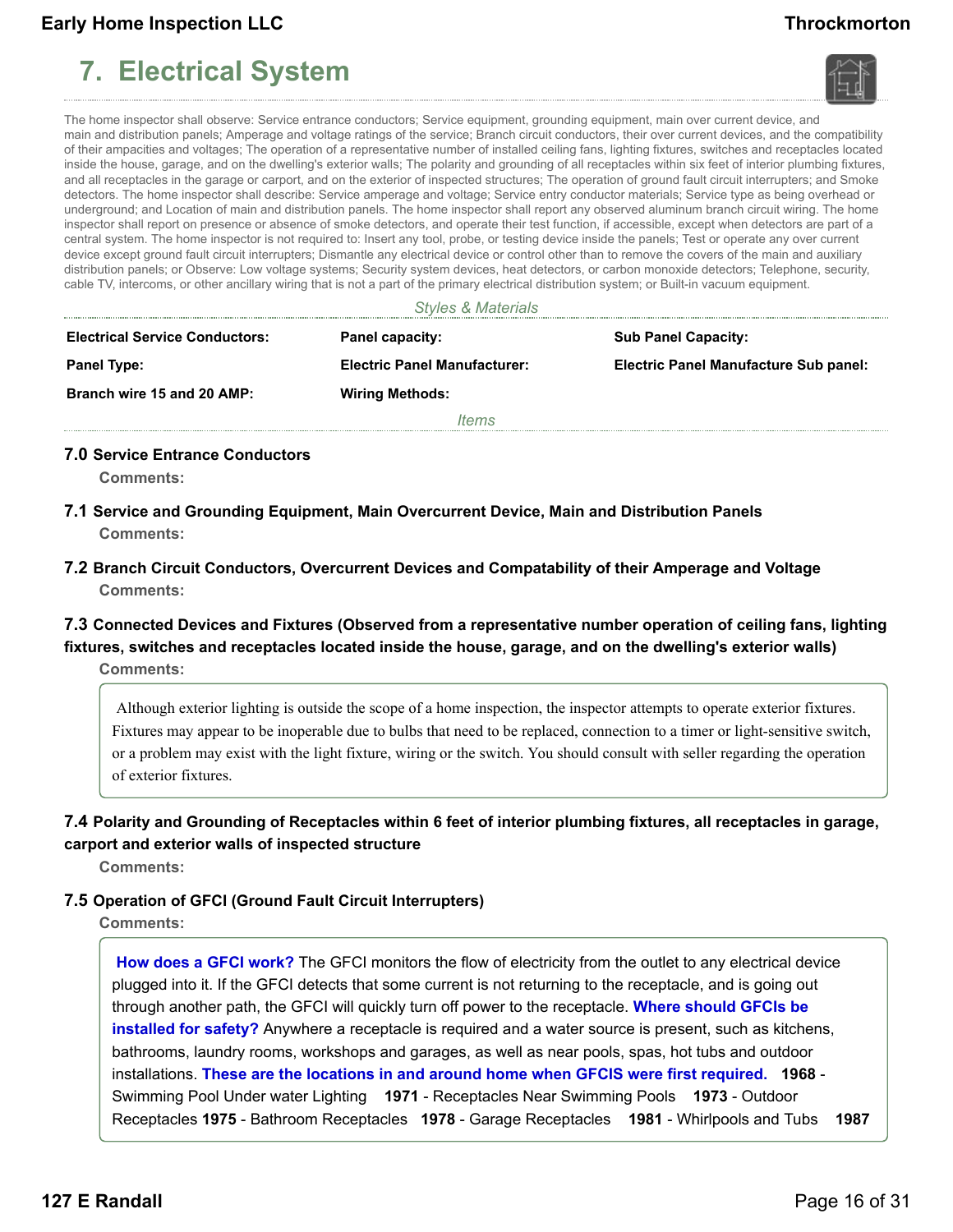# 7. Electrical System

The home inspector shall observe: Service entrance conductors; Service equipment, grounding equipment, main over current device, and main and distribution panels; Amperage and voltage ratings of the service; Branch circuit conductors, their over current devices, and the compatibility of their ampacities and voltages; The operation of a representative number of installed ceiling fans, lighting fixtures, switches and receptacles located inside the house, garage, and on the dwelling's exterior walls; The polarity and grounding of all receptacles within six feet of interior plumbing fixtures, and all receptacles in the garage or carport, and on the exterior of inspected structures; The operation of ground fault circuit interrupters; and Smoke detectors. The home inspector shall describe: Service amperage and voltage; Service entry conductor materials; Service type as being overhead or underground; and Location of main and distribution panels. The home inspector shall report any observed aluminum branch circuit wiring. The home inspector shall report on presence or absence of smoke detectors, and operate their test function, if accessible, except when detectors are part of a central system. The home inspector is not required to: Insert any tool, probe, or testing device inside the panels; Test or operate any over current device except ground fault circuit interrupters; Dismantle any electrical device or control other than to remove the covers of the main and auxiliary distribution panels; or Observe: Low voltage systems; Security system devices, heat detectors, or carbon monoxide detectors; Telephone, security, cable TV, intercoms, or other ancillary wiring that is not a part of the primary electrical distribution system; or Built-in vacuum equipment.

*Styles & Materials*

| **Electrical Service Conductors:** | **Panel capacity:** | **Sub Panel Capacity:** |
|---|---|---|
| **Panel Type:** | **Electric Panel Manufacturer:** | **Electric Panel Manufacture Sub panel:** |
| **Branch wire 15 and 20 AMP:** | **Wiring Methods:** | |

*Items*

### 7.0 Service Entrance Conductors

**Comments:**

### 7.1 Service and Grounding Equipment, Main Overcurrent Device, Main and Distribution Panels

**Comments:**

### 7.2 Branch Circuit Conductors, Overcurrent Devices and Compatability of their Amperage and Voltage

**Comments:**

### 7.3 Connected Devices and Fixtures (Observed from a representative number operation of ceiling fans, lighting fixtures, switches and receptacles located inside the house, garage, and on the dwelling's exterior walls)

**Comments:**

Although exterior lighting is outside the scope of a home inspection, the inspector attempts to operate exterior fixtures. Fixtures may appear to be inoperable due to bulbs that need to be replaced, connection to a timer or light-sensitive switch, or a problem may exist with the light fixture, wiring or the switch. You should consult with seller regarding the operation of exterior fixtures.

### 7.4 Polarity and Grounding of Receptacles within 6 feet of interior plumbing fixtures, all receptacles in garage, carport and exterior walls of inspected structure

**Comments:**

### 7.5 Operation of GFCI (Ground Fault Circuit Interrupters)

**Comments:**

**How does a GFCI work?** The GFCI monitors the flow of electricity from the outlet to any electrical device plugged into it. If the GFCI detects that some current is not returning to the receptacle, and is going out through another path, the GFCI will quickly turn off power to the receptacle. **Where should GFCIs be installed for safety?** Anywhere a receptacle is required and a water source is present, such as kitchens, bathrooms, laundry rooms, workshops and garages, as well as near pools, spas, hot tubs and outdoor installations. **These are the locations in and around home when GFCIS were first required.** **1968** - Swimming Pool Under water Lighting **1971** - Receptacles Near Swimming Pools **1973** - Outdoor Receptacles **1975** - Bathroom Receptacles **1978** - Garage Receptacles **1981** - Whirlpools and Tubs **1987**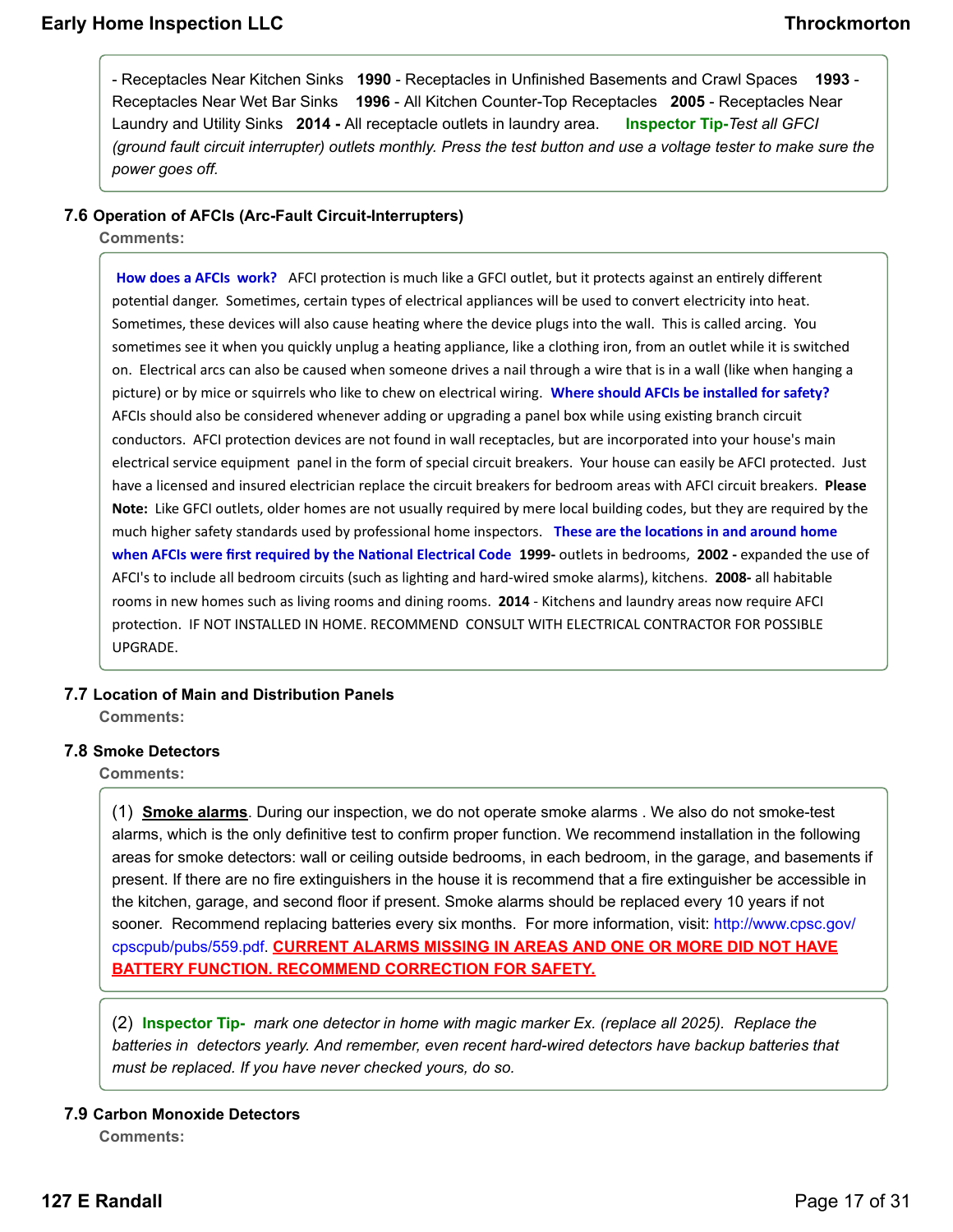- Receptacles Near Kitchen Sinks **1990** - Receptacles in Unfinished Basements and Crawl Spaces **1993** - Receptacles Near Wet Bar Sinks **1996** - All Kitchen Counter-Top Receptacles **2005** - Receptacles Near Laundry and Utility Sinks **2014 -** All receptacle outlets in laundry area. **Inspector Tip-***Test all GFCI (ground fault circuit interrupter) outlets monthly. Press the test button and use a voltage tester to make sure the power goes off.*

### 7.6 Operation of AFCIs (Arc-Fault Circuit-Interrupters)

**Comments:**

**How does a AFCIs work?** AFCI protection is much like a GFCI outlet, but it protects against an entirely different potential danger. Sometimes, certain types of electrical appliances will be used to convert electricity into heat. Sometimes, these devices will also cause heating where the device plugs into the wall. This is called arcing. You sometimes see it when you quickly unplug a heating appliance, like a clothing iron, from an outlet while it is switched on. Electrical arcs can also be caused when someone drives a nail through a wire that is in a wall (like when hanging a picture) or by mice or squirrels who like to chew on electrical wiring. **Where should AFCIs be installed for safety?** AFCIs should also be considered whenever adding or upgrading a panel box while using existing branch circuit conductors. AFCI protection devices are not found in wall receptacles, but are incorporated into your house's main electrical service equipment panel in the form of special circuit breakers. Your house can easily be AFCI protected. Just have a licensed and insured electrician replace the circuit breakers for bedroom areas with AFCI circuit breakers. **Please Note:** Like GFCI outlets, older homes are not usually required by mere local building codes, but they are required by the much higher safety standards used by professional home inspectors. **These are the locations in and around home when AFCIs were first required by the National Electrical Code** **1999-** outlets in bedrooms, **2002 -** expanded the use of AFCI's to include all bedroom circuits (such as lighting and hard-wired smoke alarms), kitchens. **2008-** all habitable rooms in new homes such as living rooms and dining rooms. **2014** - Kitchens and laundry areas now require AFCI protection. IF NOT INSTALLED IN HOME. RECOMMEND CONSULT WITH ELECTRICAL CONTRACTOR FOR POSSIBLE UPGRADE.

### 7.7 Location of Main and Distribution Panels

**Comments:**

### 7.8 Smoke Detectors

**Comments:**

(1) **Smoke alarms**. During our inspection, we do not operate smoke alarms . We also do not smoke-test alarms, which is the only definitive test to confirm proper function. We recommend installation in the following areas for smoke detectors: wall or ceiling outside bedrooms, in each bedroom, in the garage, and basements if present. If there are no fire extinguishers in the house it is recommend that a fire extinguisher be accessible in the kitchen, garage, and second floor if present. Smoke alarms should be replaced every 10 years if not sooner. Recommend replacing batteries every six months. For more information, visit: http://www.cpsc.gov/cpscpub/pubs/559.pdf. **CURRENT ALARMS MISSING IN AREAS AND ONE OR MORE DID NOT HAVE BATTERY FUNCTION. RECOMMEND CORRECTION FOR SAFETY.**

(2) **Inspector Tip-** *mark one detector in home with magic marker Ex. (replace all 2025). Replace the batteries in detectors yearly. And remember, even recent hard-wired detectors have backup batteries that must be replaced. If you have never checked yours, do so.*

### 7.9 Carbon Monoxide Detectors

**Comments:**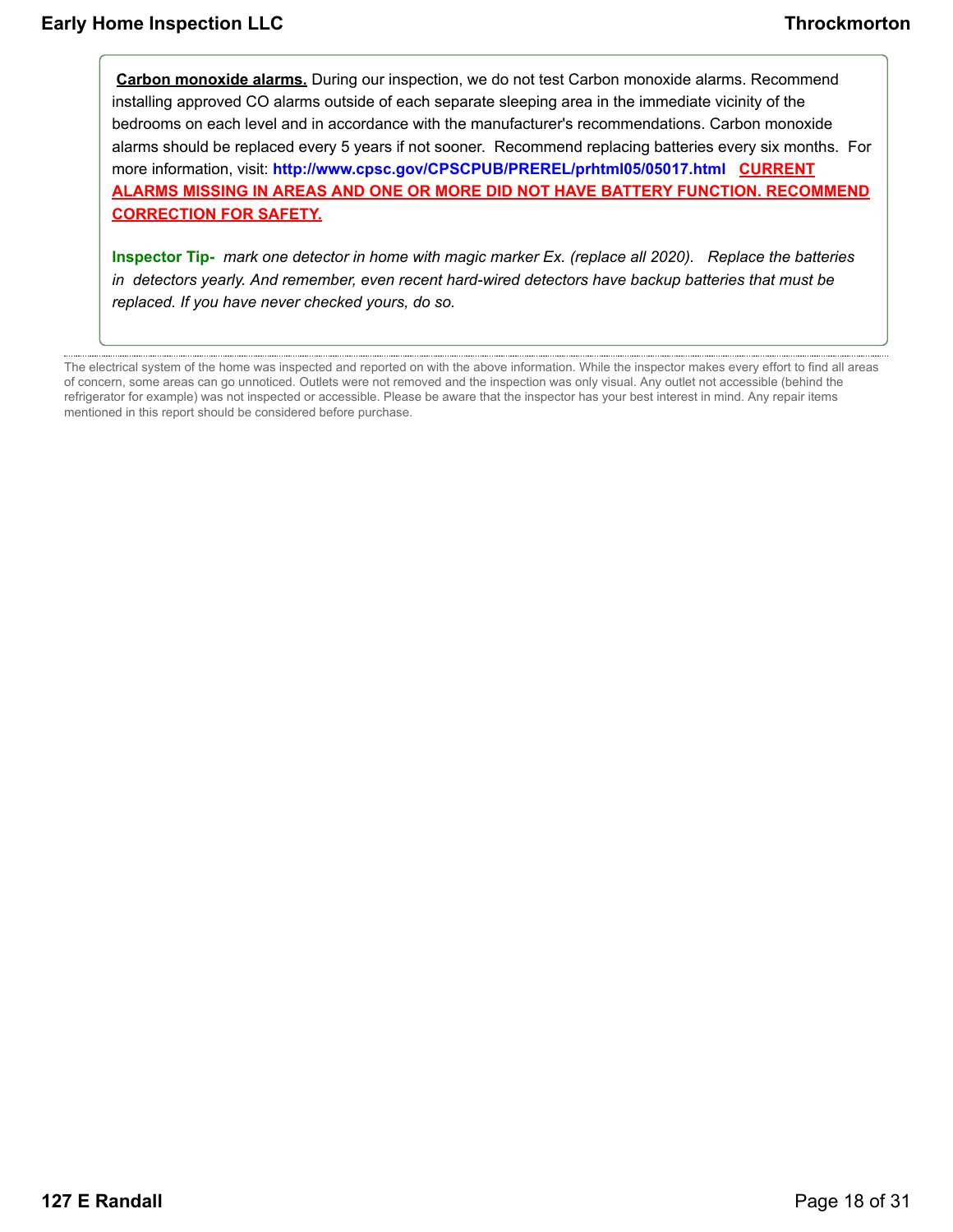**Carbon monoxide alarms.** During our inspection, we do not test Carbon monoxide alarms. Recommend installing approved CO alarms outside of each separate sleeping area in the immediate vicinity of the bedrooms on each level and in accordance with the manufacturer's recommendations. Carbon monoxide alarms should be replaced every 5 years if not sooner. Recommend replacing batteries every six months. For more information, visit: **http://www.cpsc.gov/CPSCPUB/PREREL/prhtml05/05017.html** **CURRENT ALARMS MISSING IN AREAS AND ONE OR MORE DID NOT HAVE BATTERY FUNCTION. RECOMMEND CORRECTION FOR SAFETY.**

**Inspector Tip-** *mark one detector in home with magic marker Ex. (replace all 2020). Replace the batteries in detectors yearly. And remember, even recent hard-wired detectors have backup batteries that must be replaced. If you have never checked yours, do so.*

---

The electrical system of the home was inspected and reported on with the above information. While the inspector makes every effort to find all areas of concern, some areas can go unnoticed. Outlets were not removed and the inspection was only visual. Any outlet not accessible (behind the refrigerator for example) was not inspected or accessible. Please be aware that the inspector has your best interest in mind. Any repair items mentioned in this report should be considered before purchase.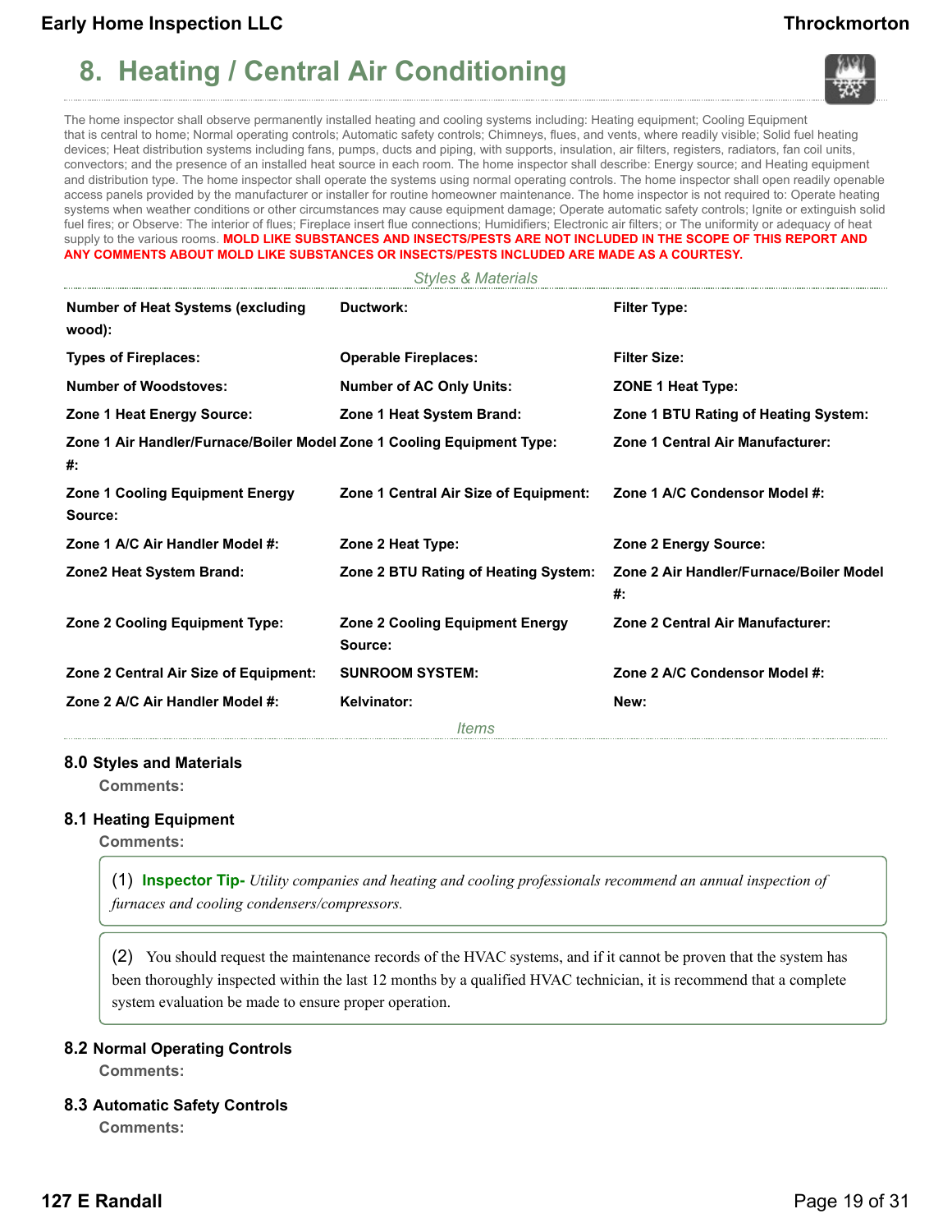# 8. Heating / Central Air Conditioning

The home inspector shall observe permanently installed heating and cooling systems including: Heating equipment; Cooling Equipment that is central to home; Normal operating controls; Automatic safety controls; Chimneys, flues, and vents, where readily visible; Solid fuel heating devices; Heat distribution systems including fans, pumps, ducts and piping, with supports, insulation, air filters, registers, radiators, fan coil units, convectors; and the presence of an installed heat source in each room. The home inspector shall describe: Energy source; and Heating equipment and distribution type. The home inspector shall operate the systems using normal operating controls. The home inspector shall open readily openable access panels provided by the manufacturer or installer for routine homeowner maintenance. The home inspector is not required to: Operate heating systems when weather conditions or other circumstances may cause equipment damage; Operate automatic safety controls; Ignite or extinguish solid fuel fires; or Observe: The interior of flues; Fireplace insert flue connections; Humidifiers; Electronic air filters; or The uniformity or adequacy of heat supply to the various rooms. **MOLD LIKE SUBSTANCES AND INSECTS/PESTS ARE NOT INCLUDED IN THE SCOPE OF THIS REPORT AND ANY COMMENTS ABOUT MOLD LIKE SUBSTANCES OR INSECTS/PESTS INCLUDED ARE MADE AS A COURTESY.**

*Styles & Materials*

| | | |
|---|---|---|
| **Number of Heat Systems (excluding wood):** | **Ductwork:** | **Filter Type:** |
| **Types of Fireplaces:** | **Operable Fireplaces:** | **Filter Size:** |
| **Number of Woodstoves:** | **Number of AC Only Units:** | **ZONE 1 Heat Type:** |
| **Zone 1 Heat Energy Source:** | **Zone 1 Heat System Brand:** | **Zone 1 BTU Rating of Heating System:** |
| **Zone 1 Air Handler/Furnace/Boiler Model #:** | **Zone 1 Cooling Equipment Type:** | **Zone 1 Central Air Manufacturer:** |
| **Zone 1 Cooling Equipment Energy Source:** | **Zone 1 Central Air Size of Equipment:** | **Zone 1 A/C Condensor Model #:** |
| **Zone 1 A/C Air Handler Model #:** | **Zone 2 Heat Type:** | **Zone 2 Energy Source:** |
| **Zone2 Heat System Brand:** | **Zone 2 BTU Rating of Heating System:** | **Zone 2 Air Handler/Furnace/Boiler Model #:** |
| **Zone 2 Cooling Equipment Type:** | **Zone 2 Cooling Equipment Energy Source:** | **Zone 2 Central Air Manufacturer:** |
| **Zone 2 Central Air Size of Equipment:** | **SUNROOM SYSTEM:** | **Zone 2 A/C Condensor Model #:** |
| **Zone 2 A/C Air Handler Model #:** | **Kelvinator:** | **New:** |

*Items*

### 8.0 Styles and Materials

**Comments:**

### 8.1 Heating Equipment

**Comments:**

(1) **Inspector Tip-** *Utility companies and heating and cooling professionals recommend an annual inspection of furnaces and cooling condensers/compressors.*

(2) You should request the maintenance records of the HVAC systems, and if it cannot be proven that the system has been thoroughly inspected within the last 12 months by a qualified HVAC technician, it is recommend that a complete system evaluation be made to ensure proper operation.

### 8.2 Normal Operating Controls

**Comments:**

### 8.3 Automatic Safety Controls

**Comments:**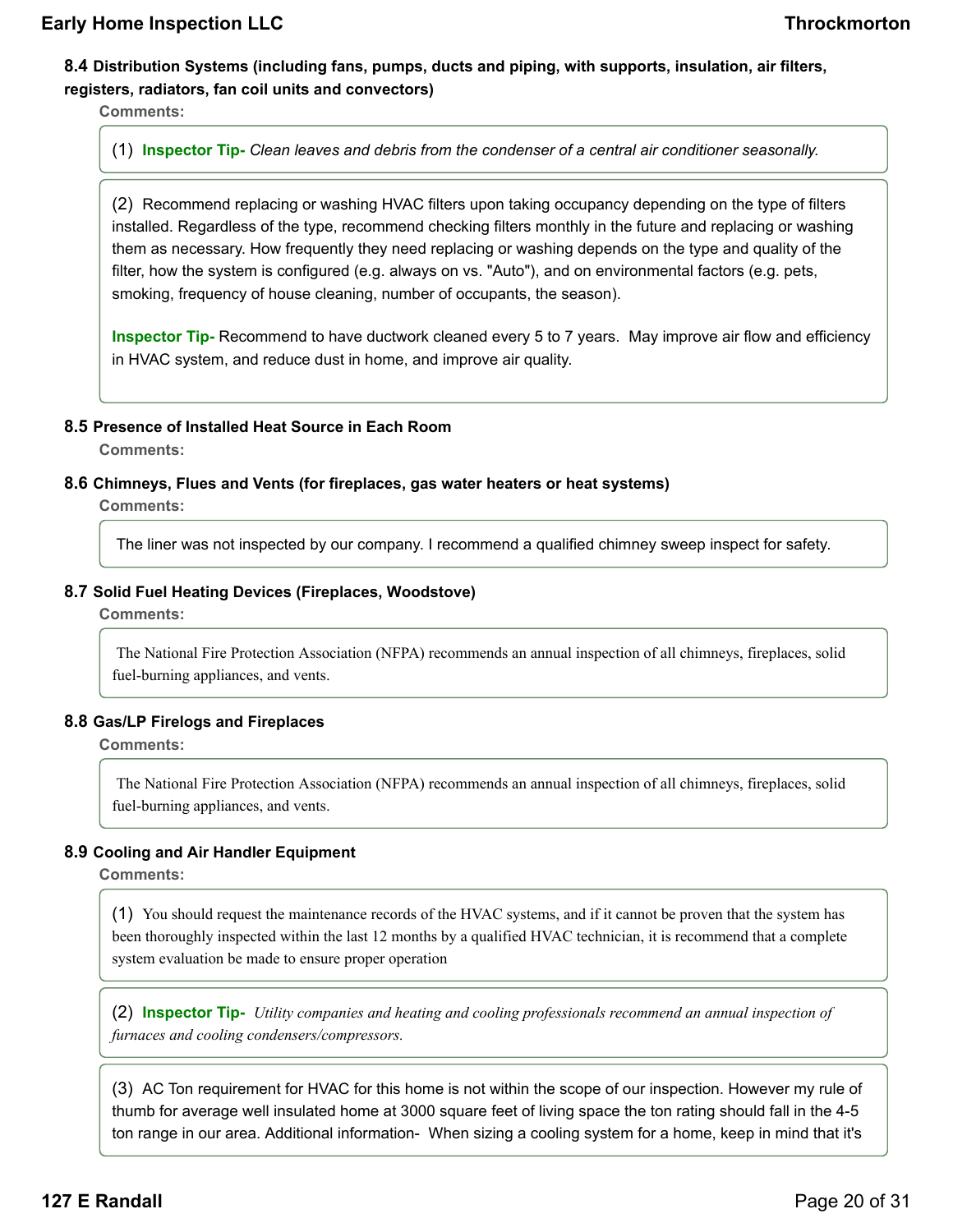### 8.4 Distribution Systems (including fans, pumps, ducts and piping, with supports, insulation, air filters, registers, radiators, fan coil units and convectors)

**Comments:**

(1) **Inspector Tip-** *Clean leaves and debris from the condenser of a central air conditioner seasonally.*

(2) Recommend replacing or washing HVAC filters upon taking occupancy depending on the type of filters installed. Regardless of the type, recommend checking filters monthly in the future and replacing or washing them as necessary. How frequently they need replacing or washing depends on the type and quality of the filter, how the system is configured (e.g. always on vs. "Auto"), and on environmental factors (e.g. pets, smoking, frequency of house cleaning, number of occupants, the season).

**Inspector Tip-** Recommend to have ductwork cleaned every 5 to 7 years. May improve air flow and efficiency in HVAC system, and reduce dust in home, and improve air quality.

### 8.5 Presence of Installed Heat Source in Each Room

**Comments:**

### 8.6 Chimneys, Flues and Vents (for fireplaces, gas water heaters or heat systems)

**Comments:**

The liner was not inspected by our company. I recommend a qualified chimney sweep inspect for safety.

### 8.7 Solid Fuel Heating Devices (Fireplaces, Woodstove)

**Comments:**

The National Fire Protection Association (NFPA) recommends an annual inspection of all chimneys, fireplaces, solid fuel-burning appliances, and vents.

### 8.8 Gas/LP Firelogs and Fireplaces

**Comments:**

The National Fire Protection Association (NFPA) recommends an annual inspection of all chimneys, fireplaces, solid fuel-burning appliances, and vents.

### 8.9 Cooling and Air Handler Equipment

**Comments:**

(1) You should request the maintenance records of the HVAC systems, and if it cannot be proven that the system has been thoroughly inspected within the last 12 months by a qualified HVAC technician, it is recommend that a complete system evaluation be made to ensure proper operation

(2) **Inspector Tip-** *Utility companies and heating and cooling professionals recommend an annual inspection of furnaces and cooling condensers/compressors.*

(3) AC Ton requirement for HVAC for this home is not within the scope of our inspection. However my rule of thumb for average well insulated home at 3000 square feet of living space the ton rating should fall in the 4-5 ton range in our area. Additional information- When sizing a cooling system for a home, keep in mind that it's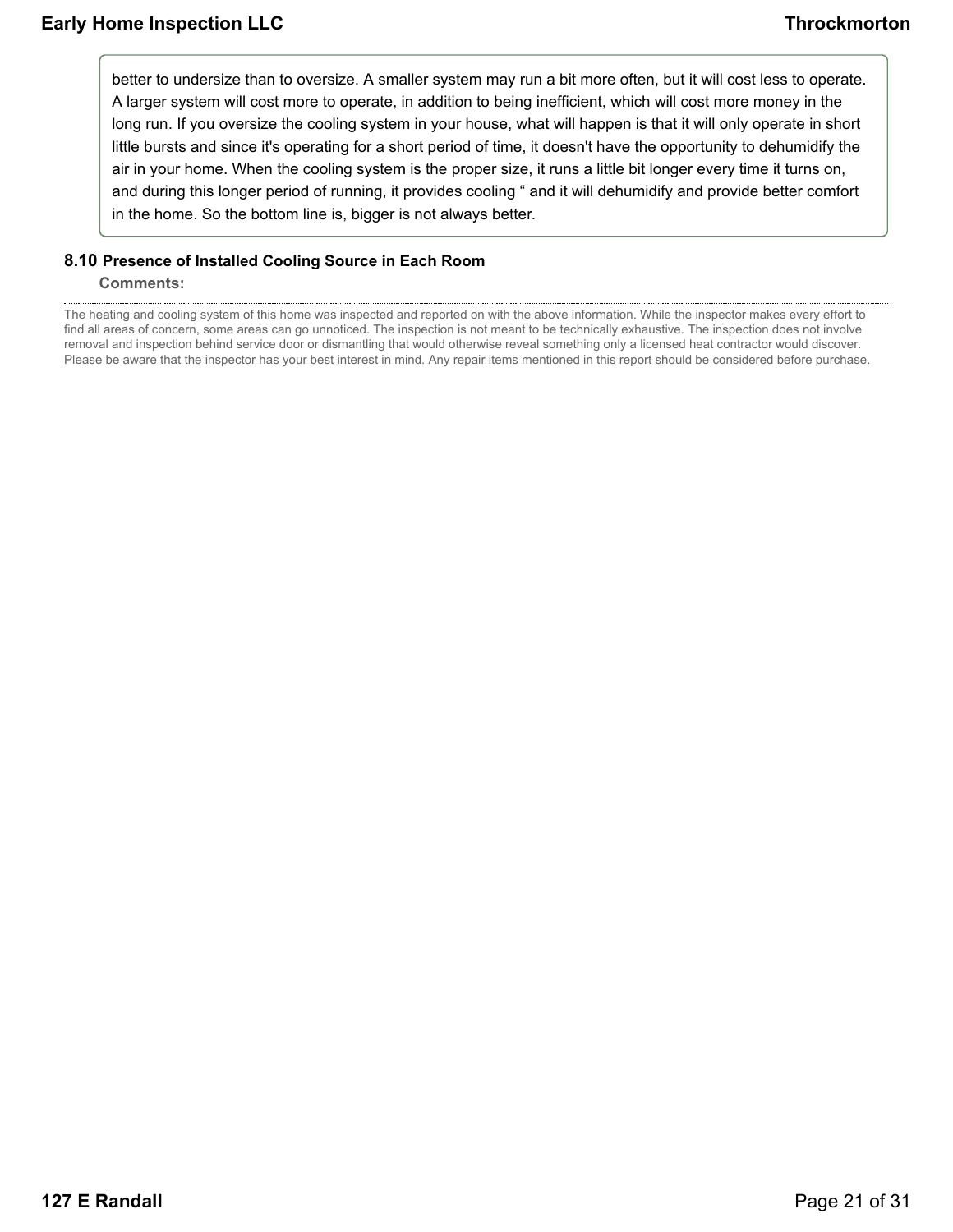better to undersize than to oversize. A smaller system may run a bit more often, but it will cost less to operate. A larger system will cost more to operate, in addition to being inefficient, which will cost more money in the long run. If you oversize the cooling system in your house, what will happen is that it will only operate in short little bursts and since it's operating for a short period of time, it doesn't have the opportunity to dehumidify the air in your home. When the cooling system is the proper size, it runs a little bit longer every time it turns on, and during this longer period of running, it provides cooling " and it will dehumidify and provide better comfort in the home. So the bottom line is, bigger is not always better.

### 8.10 Presence of Installed Cooling Source in Each Room

**Comments:**

---

The heating and cooling system of this home was inspected and reported on with the above information. While the inspector makes every effort to find all areas of concern, some areas can go unnoticed. The inspection is not meant to be technically exhaustive. The inspection does not involve removal and inspection behind service door or dismantling that would otherwise reveal something only a licensed heat contractor would discover. Please be aware that the inspector has your best interest in mind. Any repair items mentioned in this report should be considered before purchase.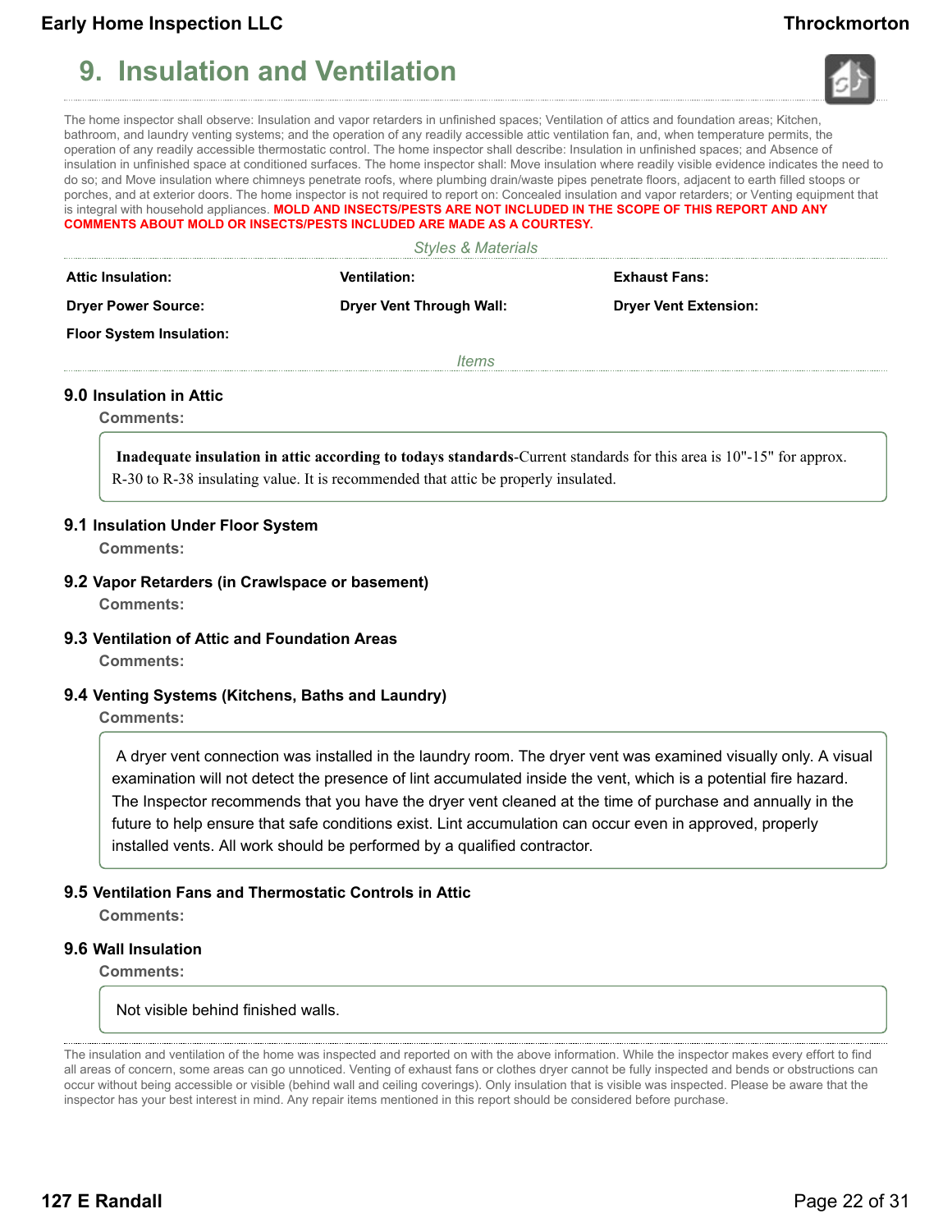# 9. Insulation and Ventilation

The home inspector shall observe: Insulation and vapor retarders in unfinished spaces; Ventilation of attics and foundation areas; Kitchen, bathroom, and laundry venting systems; and the operation of any readily accessible attic ventilation fan, and, when temperature permits, the operation of any readily accessible thermostatic control. The home inspector shall describe: Insulation in unfinished spaces; and Absence of insulation in unfinished space at conditioned surfaces. The home inspector shall: Move insulation where readily visible evidence indicates the need to do so; and Move insulation where chimneys penetrate roofs, where plumbing drain/waste pipes penetrate floors, adjacent to earth filled stoops or porches, and at exterior doors. The home inspector is not required to report on: Concealed insulation and vapor retarders; or Venting equipment that is integral with household appliances. **MOLD AND INSECTS/PESTS ARE NOT INCLUDED IN THE SCOPE OF THIS REPORT AND ANY COMMENTS ABOUT MOLD OR INSECTS/PESTS INCLUDED ARE MADE AS A COURTESY.**

*Styles & Materials*

| | | |
|---|---|---|
| **Attic Insulation:** | **Ventilation:** | **Exhaust Fans:** |
| **Dryer Power Source:** | **Dryer Vent Through Wall:** | **Dryer Vent Extension:** |
| **Floor System Insulation:** | | |

*Items*

### 9.0 Insulation in Attic

**Comments:**

**Inadequate insulation in attic according to todays standards**-Current standards for this area is 10"-15" for approx. R-30 to R-38 insulating value. It is recommended that attic be properly insulated.

### 9.1 Insulation Under Floor System

**Comments:**

### 9.2 Vapor Retarders (in Crawlspace or basement)

**Comments:**

### 9.3 Ventilation of Attic and Foundation Areas

**Comments:**

### 9.4 Venting Systems (Kitchens, Baths and Laundry)

**Comments:**

A dryer vent connection was installed in the laundry room. The dryer vent was examined visually only. A visual examination will not detect the presence of lint accumulated inside the vent, which is a potential fire hazard. The Inspector recommends that you have the dryer vent cleaned at the time of purchase and annually in the future to help ensure that safe conditions exist. Lint accumulation can occur even in approved, properly installed vents. All work should be performed by a qualified contractor.

### 9.5 Ventilation Fans and Thermostatic Controls in Attic

**Comments:**

### 9.6 Wall Insulation

**Comments:**

Not visible behind finished walls.

The insulation and ventilation of the home was inspected and reported on with the above information. While the inspector makes every effort to find all areas of concern, some areas can go unnoticed. Venting of exhaust fans or clothes dryer cannot be fully inspected and bends or obstructions can occur without being accessible or visible (behind wall and ceiling coverings). Only insulation that is visible was inspected. Please be aware that the inspector has your best interest in mind. Any repair items mentioned in this report should be considered before purchase.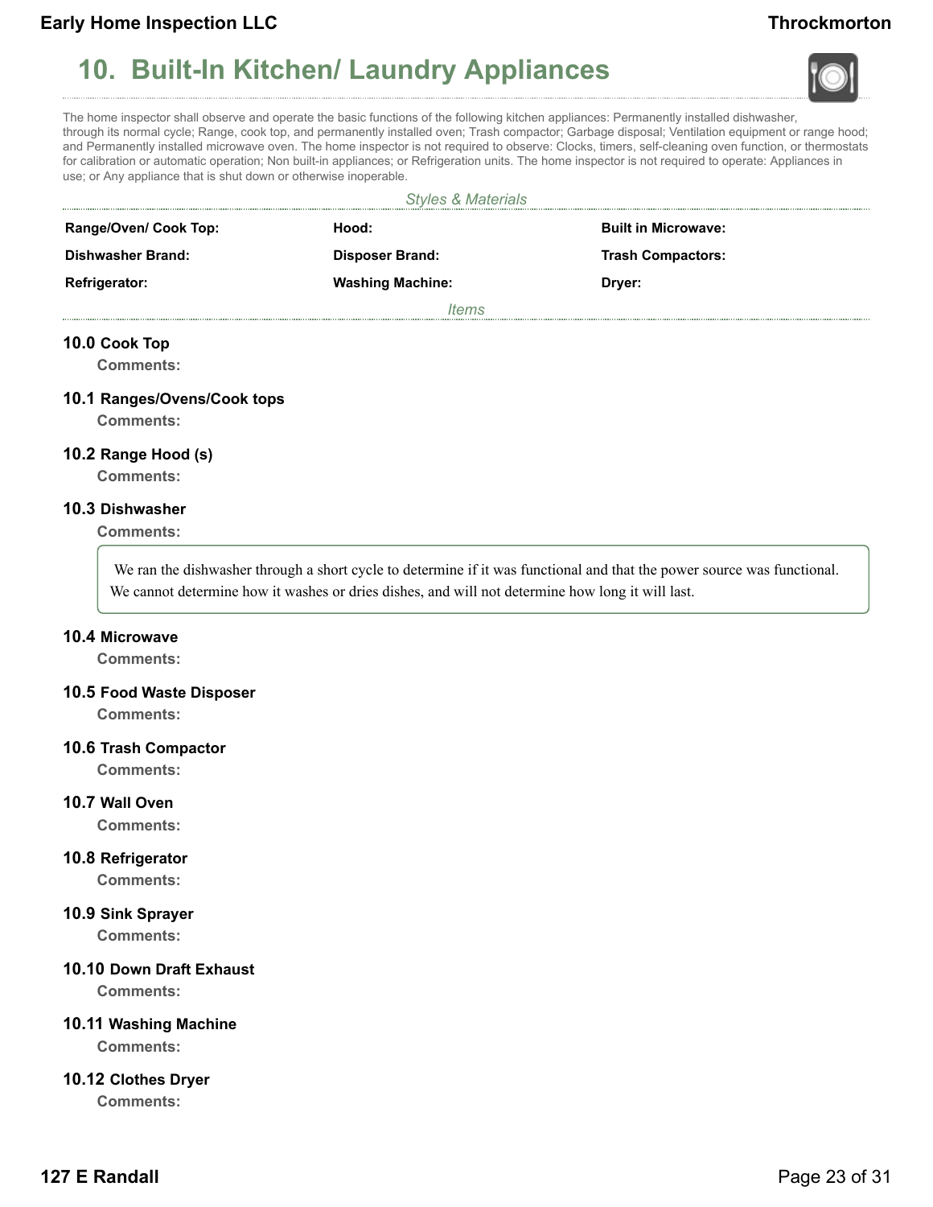## 10. Built-In Kitchen/ Laundry Appliances

The home inspector shall observe and operate the basic functions of the following kitchen appliances: Permanently installed dishwasher, through its normal cycle; Range, cook top, and permanently installed oven; Trash compactor; Garbage disposal; Ventilation equipment or range hood; and Permanently installed microwave oven. The home inspector is not required to observe: Clocks, timers, self-cleaning oven function, or thermostats for calibration or automatic operation; Non built-in appliances; or Refrigeration units. The home inspector is not required to operate: Appliances in use; or Any appliance that is shut down or otherwise inoperable.

*Styles & Materials*

| | | |
|---|---|---|
| **Range/Oven/ Cook Top:** | **Hood:** | **Built in Microwave:** |
| **Dishwasher Brand:** | **Disposer Brand:** | **Trash Compactors:** |
| **Refrigerator:** | **Washing Machine:** | **Dryer:** |

*Items*

**10.0 Cook Top**

**Comments:**

**10.1 Ranges/Ovens/Cook tops**

**Comments:**

**10.2 Range Hood (s)**

**Comments:**

**10.3 Dishwasher**

**Comments:**

We ran the dishwasher through a short cycle to determine if it was functional and that the power source was functional. We cannot determine how it washes or dries dishes, and will not determine how long it will last.

**10.4 Microwave**

**Comments:**

**10.5 Food Waste Disposer**

**Comments:**

**10.6 Trash Compactor**

**Comments:**

**10.7 Wall Oven**

**Comments:**

**10.8 Refrigerator**

**Comments:**

**10.9 Sink Sprayer**

**Comments:**

**10.10 Down Draft Exhaust**

**Comments:**

**10.11 Washing Machine**

**Comments:**

**10.12 Clothes Dryer**

**Comments:**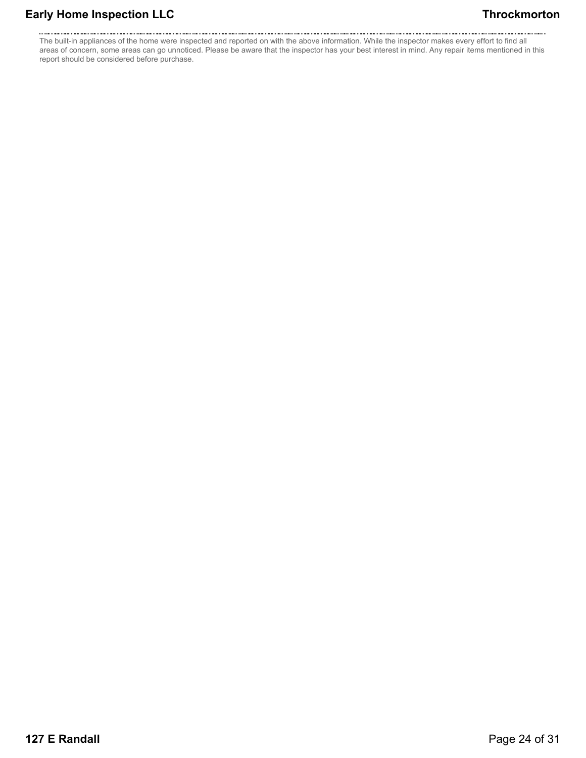The built-in appliances of the home were inspected and reported on with the above information. While the inspector makes every effort to find all areas of concern, some areas can go unnoticed. Please be aware that the inspector has your best interest in mind. Any repair items mentioned in this report should be considered before purchase.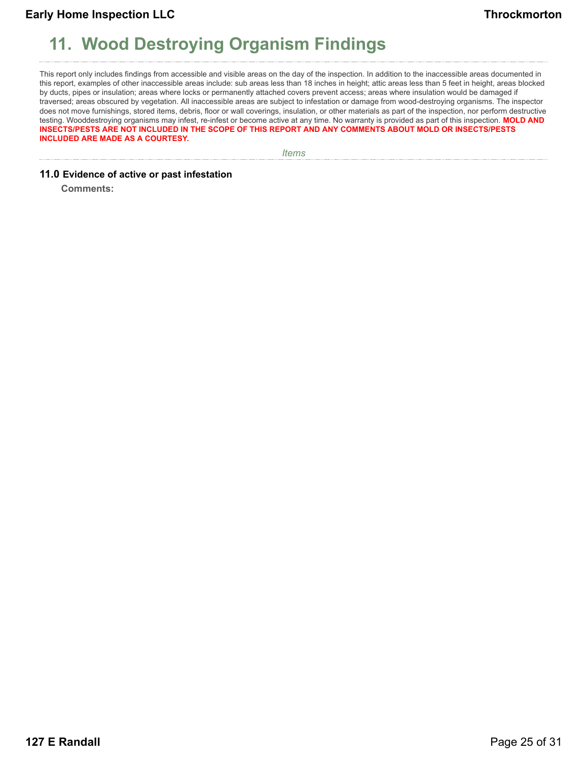# 11. Wood Destroying Organism Findings

This report only includes findings from accessible and visible areas on the day of the inspection. In addition to the inaccessible areas documented in this report, examples of other inaccessible areas include: sub areas less than 18 inches in height; attic areas less than 5 feet in height, areas blocked by ducts, pipes or insulation; areas where locks or permanently attached covers prevent access; areas where insulation would be damaged if traversed; areas obscured by vegetation. All inaccessible areas are subject to infestation or damage from wood-destroying organisms. The inspector does not move furnishings, stored items, debris, floor or wall coverings, insulation, or other materials as part of the inspection, nor perform destructive testing. Wooddestroying organisms may infest, re-infest or become active at any time. No warranty is provided as part of this inspection. **MOLD AND INSECTS/PESTS ARE NOT INCLUDED IN THE SCOPE OF THIS REPORT AND ANY COMMENTS ABOUT MOLD OR INSECTS/PESTS INCLUDED ARE MADE AS A COURTESY.**

*Items*

**11.0 Evidence of active or past infestation**

**Comments:**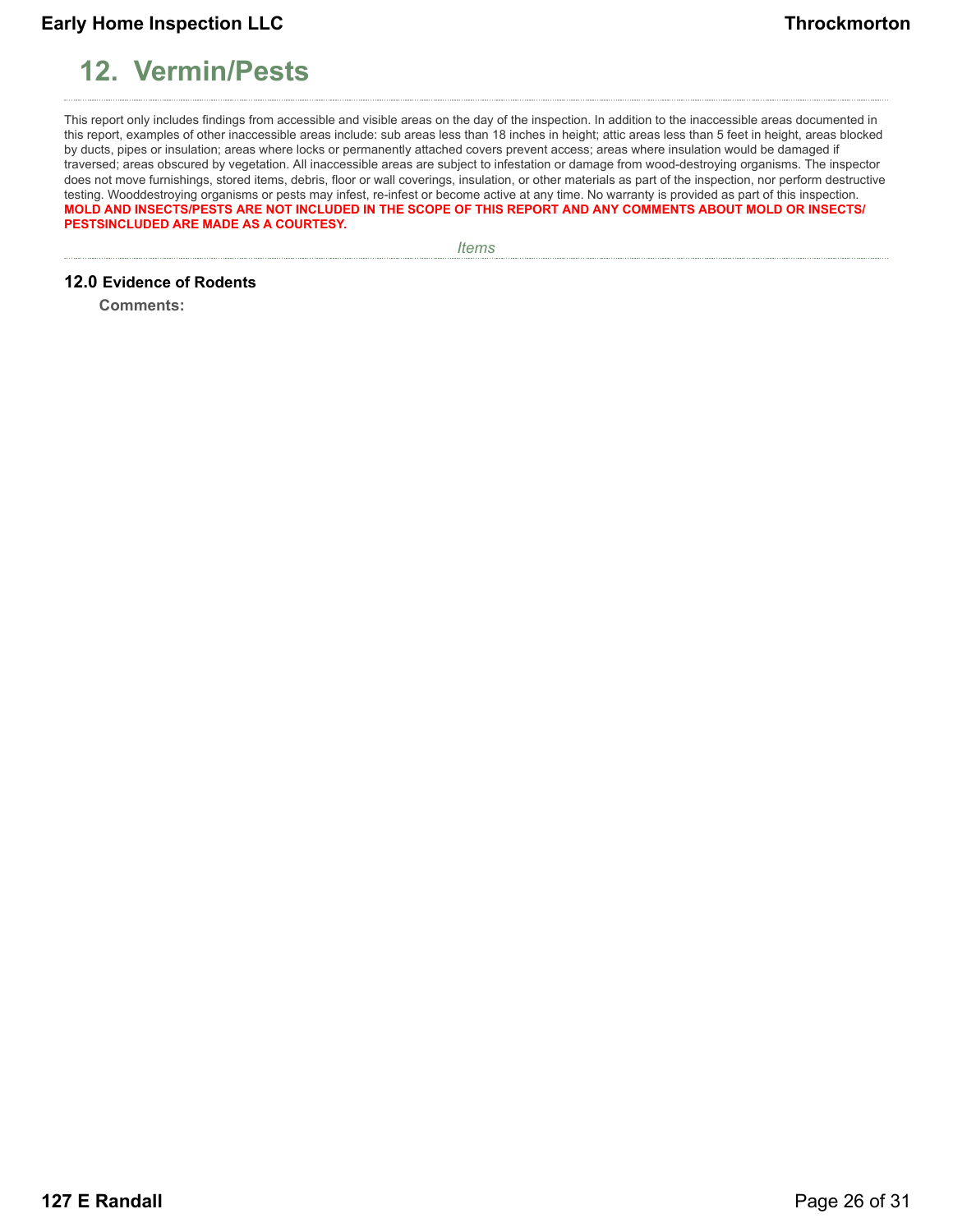# 12. Vermin/Pests

This report only includes findings from accessible and visible areas on the day of the inspection. In addition to the inaccessible areas documented in this report, examples of other inaccessible areas include: sub areas less than 18 inches in height; attic areas less than 5 feet in height, areas blocked by ducts, pipes or insulation; areas where locks or permanently attached covers prevent access; areas where insulation would be damaged if traversed; areas obscured by vegetation. All inaccessible areas are subject to infestation or damage from wood-destroying organisms. The inspector does not move furnishings, stored items, debris, floor or wall coverings, insulation, or other materials as part of the inspection, nor perform destructive testing. Wooddestroying organisms or pests may infest, re-infest or become active at any time. No warranty is provided as part of this inspection.
**MOLD AND INSECTS/PESTS ARE NOT INCLUDED IN THE SCOPE OF THIS REPORT AND ANY COMMENTS ABOUT MOLD OR INSECTS/ PESTSINCLUDED ARE MADE AS A COURTESY.**

*Items*

**12.0 Evidence of Rodents**

**Comments:**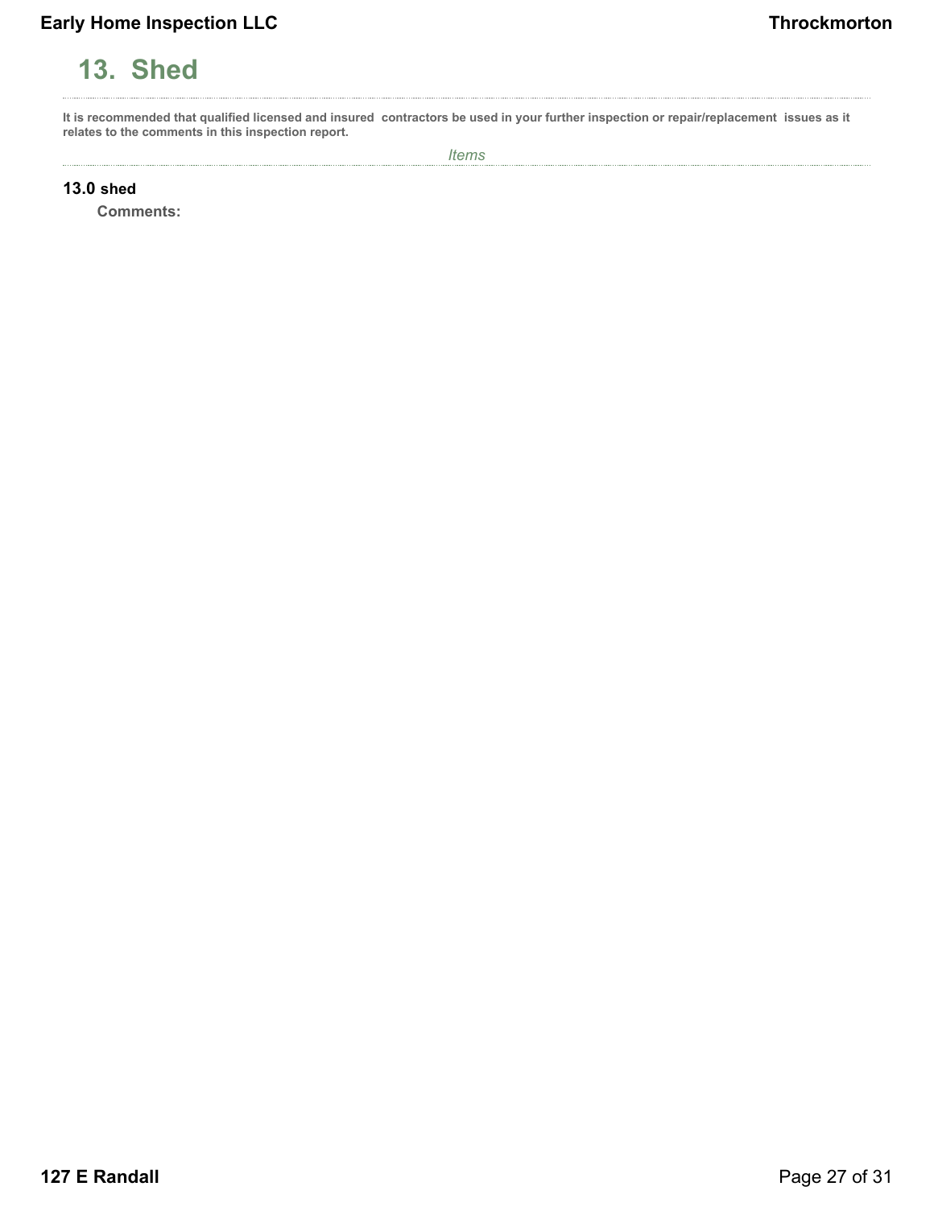# 13. Shed

**It is recommended that qualified licensed and insured contractors be used in your further inspection or repair/replacement issues as it relates to the comments in this inspection report.**

*Items*

**13.0 shed**

**Comments:**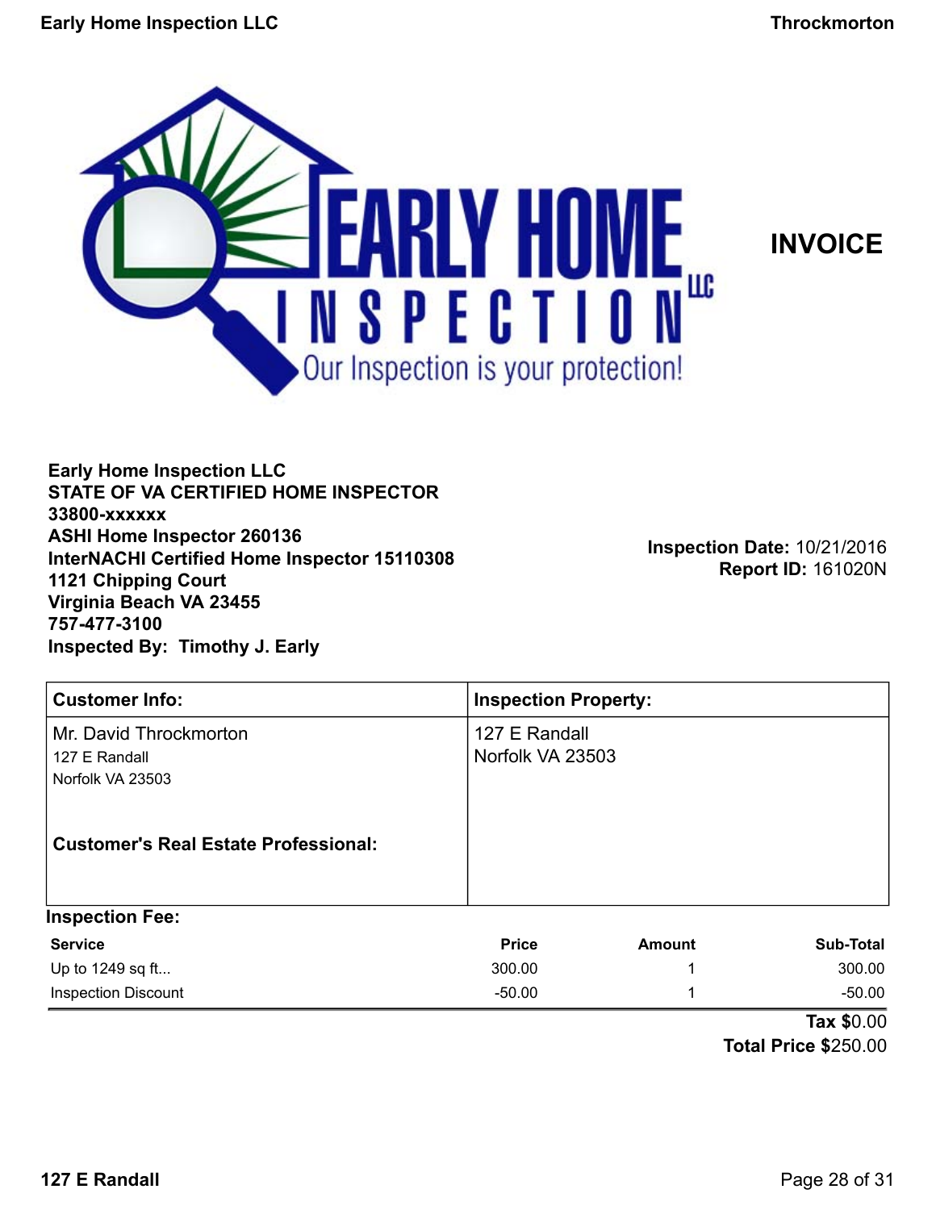# INVOICE

**Early Home Inspection LLC**
**STATE OF VA CERTIFIED HOME INSPECTOR**
**33800-xxxxxx**
**ASHI Home Inspector 260136**
**InterNACHI Certified Home Inspector 15110308**
**1121 Chipping Court**
**Virginia Beach VA 23455**
**757-477-3100**
**Inspected By: Timothy J. Early**

**Inspection Date:** 10/21/2016
**Report ID:** 161020N

| Customer Info: | Inspection Property: |
|---|---|
| Mr. David Throckmorton<br>127 E Randall<br>Norfolk VA 23503<br><br>**Customer's Real Estate Professional:** | 127 E Randall<br>Norfolk VA 23503 |

**Inspection Fee:**

| Service | Price | Amount | Sub-Total |
|---|---|---|---|
| Up to 1249 sq ft... | 300.00 | 1 | 300.00 |
| Inspection Discount | -50.00 | 1 | -50.00 |

**Tax** $0.00
**Total Price** $250.00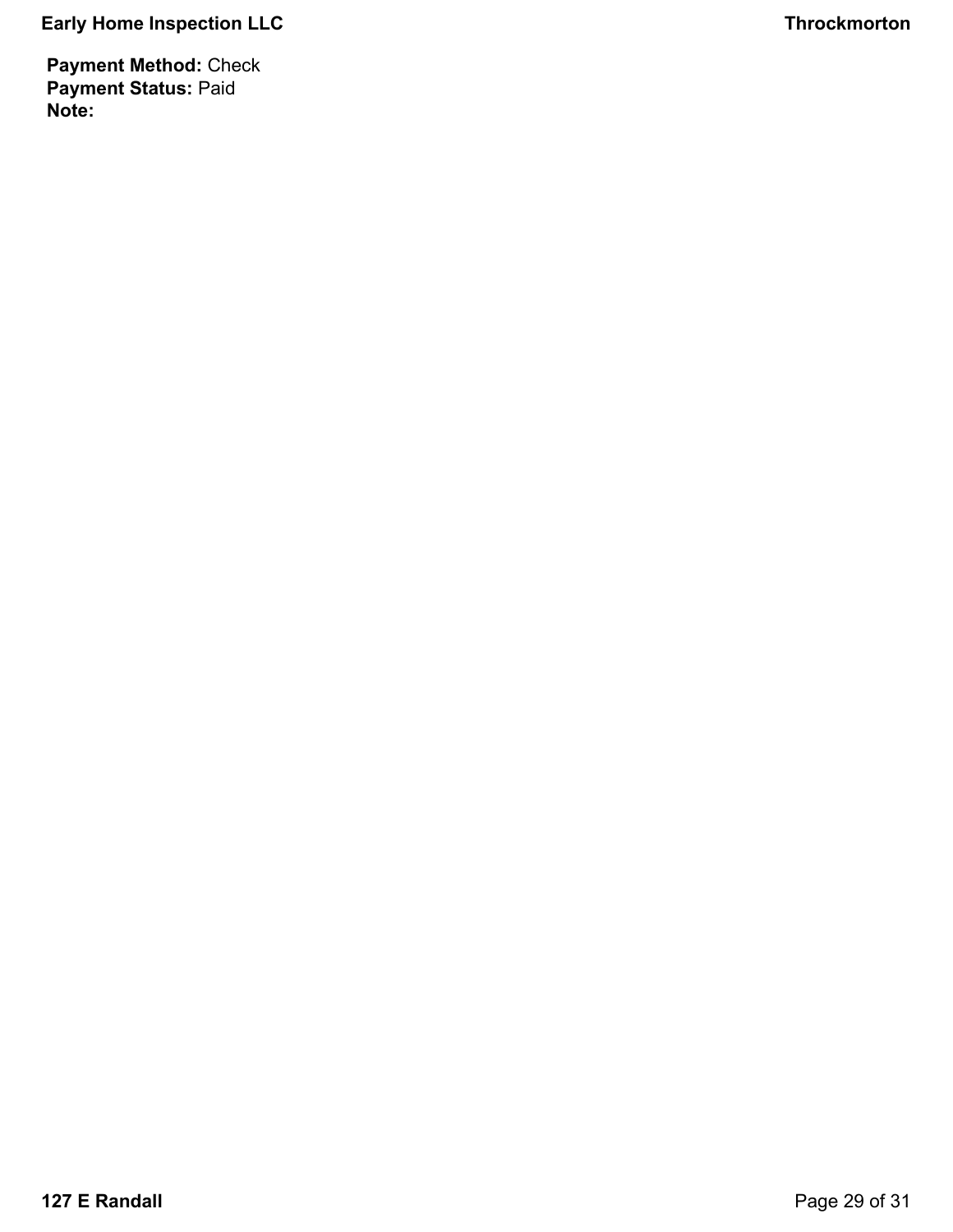**Payment Method:** Check
**Payment Status:** Paid
**Note:**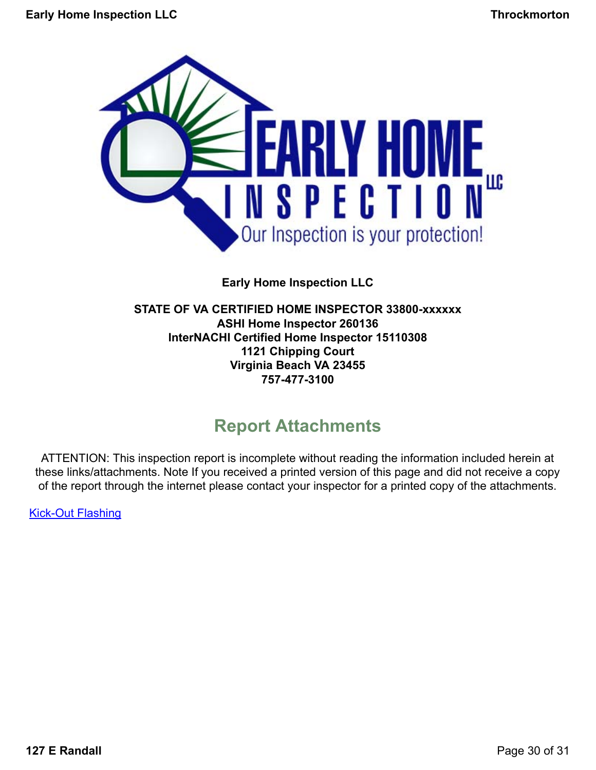**Early Home Inspection LLC**

**STATE OF VA CERTIFIED HOME INSPECTOR 33800-xxxxxx**
**ASHI Home Inspector 260136**
**InterNACHI Certified Home Inspector 15110308**
**1121 Chipping Court**
**Virginia Beach VA 23455**
**757-477-3100**

## Report Attachments

ATTENTION: This inspection report is incomplete without reading the information included herein at these links/attachments. Note If you received a printed version of this page and did not receive a copy of the report through the internet please contact your inspector for a printed copy of the attachments.

Kick-Out Flashing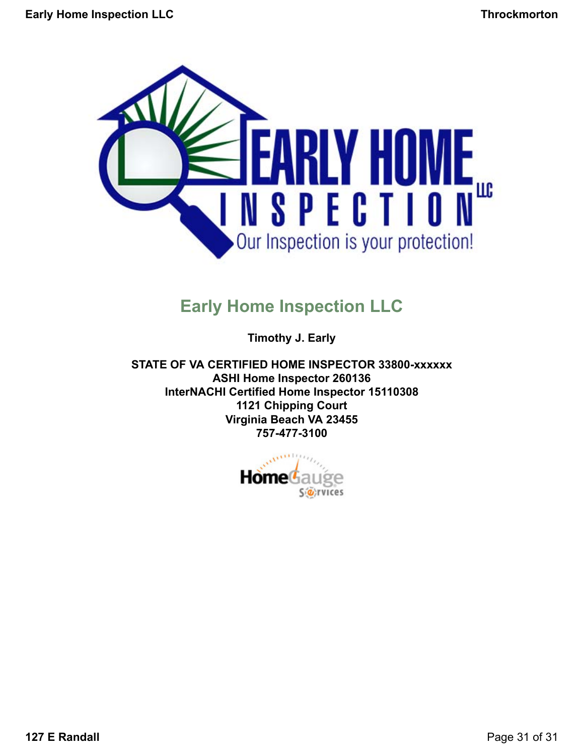## Early Home Inspection LLC

**Timothy J. Early**

**STATE OF VA CERTIFIED HOME INSPECTOR 33800-xxxxxx**
**ASHI Home Inspector 260136**
**InterNACHI Certified Home Inspector 15110308**
**1121 Chipping Court**
**Virginia Beach VA 23455**
**757-477-3100**